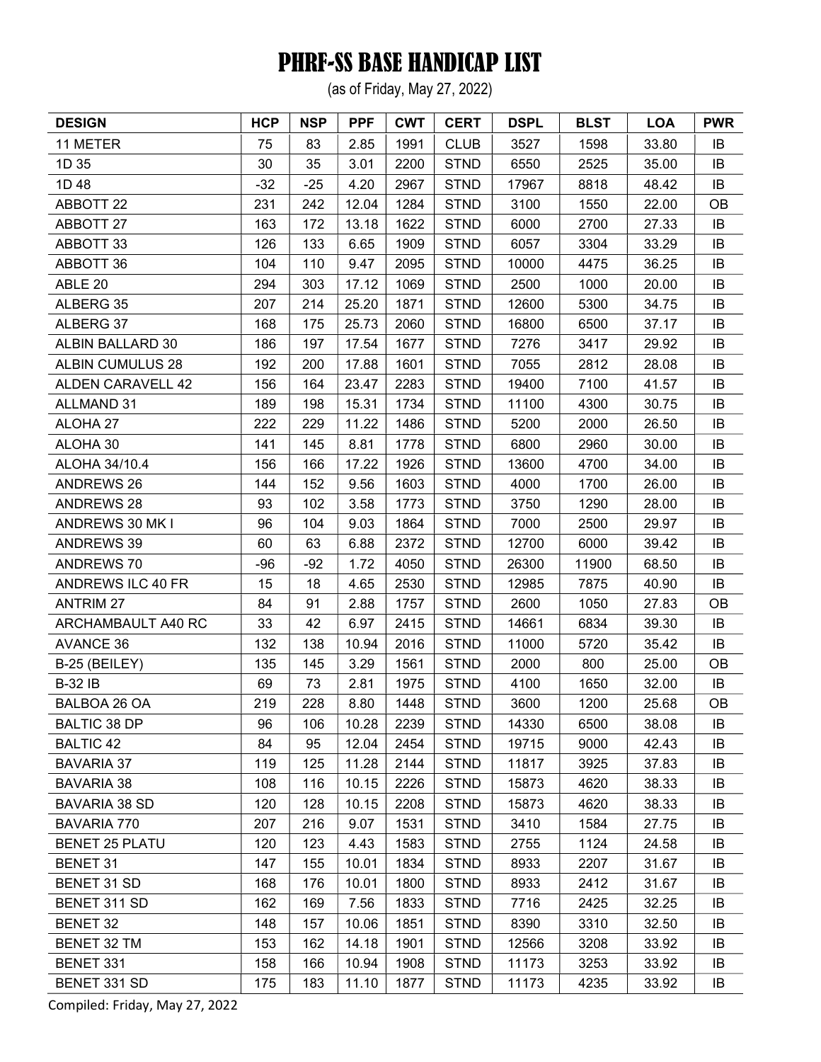# PHRF-SS BASE HANDICAP LIST

(as of Friday, May 27, 2022)

| DESIGN | HCP | NSP | PPF | CWT | CERT | DSPL | BLST | LOA | PWR |
|---|---|---|---|---|---|---|---|---|---|
| 11 METER | 75 | 83 | 2.85 | 1991 | CLUB | 3527 | 1598 | 33.80 | IB |
| 1D 35 | 30 | 35 | 3.01 | 2200 | STND | 6550 | 2525 | 35.00 | IB |
| 1D 48 | -32 | -25 | 4.20 | 2967 | STND | 17967 | 8818 | 48.42 | IB |
| ABBOTT 22 | 231 | 242 | 12.04 | 1284 | STND | 3100 | 1550 | 22.00 | OB |
| ABBOTT 27 | 163 | 172 | 13.18 | 1622 | STND | 6000 | 2700 | 27.33 | IB |
| ABBOTT 33 | 126 | 133 | 6.65 | 1909 | STND | 6057 | 3304 | 33.29 | IB |
| ABBOTT 36 | 104 | 110 | 9.47 | 2095 | STND | 10000 | 4475 | 36.25 | IB |
| ABLE 20 | 294 | 303 | 17.12 | 1069 | STND | 2500 | 1000 | 20.00 | IB |
| ALBERG 35 | 207 | 214 | 25.20 | 1871 | STND | 12600 | 5300 | 34.75 | IB |
| ALBERG 37 | 168 | 175 | 25.73 | 2060 | STND | 16800 | 6500 | 37.17 | IB |
| ALBIN BALLARD 30 | 186 | 197 | 17.54 | 1677 | STND | 7276 | 3417 | 29.92 | IB |
| ALBIN CUMULUS 28 | 192 | 200 | 17.88 | 1601 | STND | 7055 | 2812 | 28.08 | IB |
| ALDEN CARAVELL 42 | 156 | 164 | 23.47 | 2283 | STND | 19400 | 7100 | 41.57 | IB |
| ALLMAND 31 | 189 | 198 | 15.31 | 1734 | STND | 11100 | 4300 | 30.75 | IB |
| ALOHA 27 | 222 | 229 | 11.22 | 1486 | STND | 5200 | 2000 | 26.50 | IB |
| ALOHA 30 | 141 | 145 | 8.81 | 1778 | STND | 6800 | 2960 | 30.00 | IB |
| ALOHA 34/10.4 | 156 | 166 | 17.22 | 1926 | STND | 13600 | 4700 | 34.00 | IB |
| ANDREWS 26 | 144 | 152 | 9.56 | 1603 | STND | 4000 | 1700 | 26.00 | IB |
| ANDREWS 28 | 93 | 102 | 3.58 | 1773 | STND | 3750 | 1290 | 28.00 | IB |
| ANDREWS 30 MK I | 96 | 104 | 9.03 | 1864 | STND | 7000 | 2500 | 29.97 | IB |
| ANDREWS 39 | 60 | 63 | 6.88 | 2372 | STND | 12700 | 6000 | 39.42 | IB |
| ANDREWS 70 | -96 | -92 | 1.72 | 4050 | STND | 26300 | 11900 | 68.50 | IB |
| ANDREWS ILC 40 FR | 15 | 18 | 4.65 | 2530 | STND | 12985 | 7875 | 40.90 | IB |
| ANTRIM 27 | 84 | 91 | 2.88 | 1757 | STND | 2600 | 1050 | 27.83 | OB |
| ARCHAMBAULT A40 RC | 33 | 42 | 6.97 | 2415 | STND | 14661 | 6834 | 39.30 | IB |
| AVANCE 36 | 132 | 138 | 10.94 | 2016 | STND | 11000 | 5720 | 35.42 | IB |
| B-25 (BEILEY) | 135 | 145 | 3.29 | 1561 | STND | 2000 | 800 | 25.00 | OB |
| B-32 IB | 69 | 73 | 2.81 | 1975 | STND | 4100 | 1650 | 32.00 | IB |
| BALBOA 26 OA | 219 | 228 | 8.80 | 1448 | STND | 3600 | 1200 | 25.68 | OB |
| BALTIC 38 DP | 96 | 106 | 10.28 | 2239 | STND | 14330 | 6500 | 38.08 | IB |
| BALTIC 42 | 84 | 95 | 12.04 | 2454 | STND | 19715 | 9000 | 42.43 | IB |
| BAVARIA 37 | 119 | 125 | 11.28 | 2144 | STND | 11817 | 3925 | 37.83 | IB |
| BAVARIA 38 | 108 | 116 | 10.15 | 2226 | STND | 15873 | 4620 | 38.33 | IB |
| BAVARIA 38 SD | 120 | 128 | 10.15 | 2208 | STND | 15873 | 4620 | 38.33 | IB |
| BAVARIA 770 | 207 | 216 | 9.07 | 1531 | STND | 3410 | 1584 | 27.75 | IB |
| BENET 25 PLATU | 120 | 123 | 4.43 | 1583 | STND | 2755 | 1124 | 24.58 | IB |
| BENET 31 | 147 | 155 | 10.01 | 1834 | STND | 8933 | 2207 | 31.67 | IB |
| BENET 31 SD | 168 | 176 | 10.01 | 1800 | STND | 8933 | 2412 | 31.67 | IB |
| BENET 311 SD | 162 | 169 | 7.56 | 1833 | STND | 7716 | 2425 | 32.25 | IB |
| BENET 32 | 148 | 157 | 10.06 | 1851 | STND | 8390 | 3310 | 32.50 | IB |
| BENET 32 TM | 153 | 162 | 14.18 | 1901 | STND | 12566 | 3208 | 33.92 | IB |
| BENET 331 | 158 | 166 | 10.94 | 1908 | STND | 11173 | 3253 | 33.92 | IB |
| BENET 331 SD | 175 | 183 | 11.10 | 1877 | STND | 11173 | 4235 | 33.92 | IB |

Compiled: Friday, May 27, 2022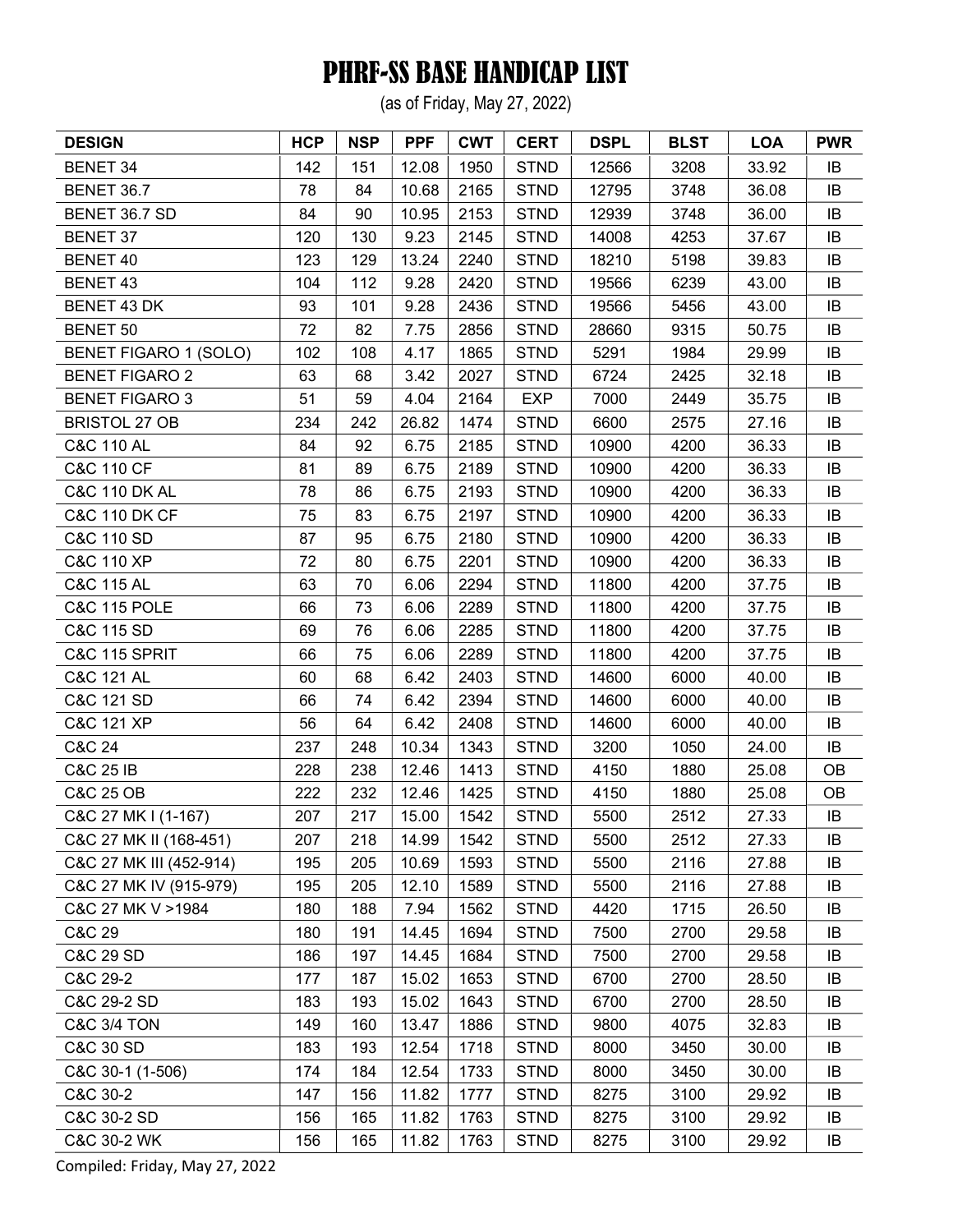# PHRF-SS BASE HANDICAP LIST

(as of Friday, May 27, 2022)

| DESIGN | HCP | NSP | PPF | CWT | CERT | DSPL | BLST | LOA | PWR |
|---|---|---|---|---|---|---|---|---|---|
| BENET 34 | 142 | 151 | 12.08 | 1950 | STND | 12566 | 3208 | 33.92 | IB |
| BENET 36.7 | 78 | 84 | 10.68 | 2165 | STND | 12795 | 3748 | 36.08 | IB |
| BENET 36.7 SD | 84 | 90 | 10.95 | 2153 | STND | 12939 | 3748 | 36.00 | IB |
| BENET 37 | 120 | 130 | 9.23 | 2145 | STND | 14008 | 4253 | 37.67 | IB |
| BENET 40 | 123 | 129 | 13.24 | 2240 | STND | 18210 | 5198 | 39.83 | IB |
| BENET 43 | 104 | 112 | 9.28 | 2420 | STND | 19566 | 6239 | 43.00 | IB |
| BENET 43 DK | 93 | 101 | 9.28 | 2436 | STND | 19566 | 5456 | 43.00 | IB |
| BENET 50 | 72 | 82 | 7.75 | 2856 | STND | 28660 | 9315 | 50.75 | IB |
| BENET FIGARO 1 (SOLO) | 102 | 108 | 4.17 | 1865 | STND | 5291 | 1984 | 29.99 | IB |
| BENET FIGARO 2 | 63 | 68 | 3.42 | 2027 | STND | 6724 | 2425 | 32.18 | IB |
| BENET FIGARO 3 | 51 | 59 | 4.04 | 2164 | EXP | 7000 | 2449 | 35.75 | IB |
| BRISTOL 27 OB | 234 | 242 | 26.82 | 1474 | STND | 6600 | 2575 | 27.16 | IB |
| C&C 110 AL | 84 | 92 | 6.75 | 2185 | STND | 10900 | 4200 | 36.33 | IB |
| C&C 110 CF | 81 | 89 | 6.75 | 2189 | STND | 10900 | 4200 | 36.33 | IB |
| C&C 110 DK AL | 78 | 86 | 6.75 | 2193 | STND | 10900 | 4200 | 36.33 | IB |
| C&C 110 DK CF | 75 | 83 | 6.75 | 2197 | STND | 10900 | 4200 | 36.33 | IB |
| C&C 110 SD | 87 | 95 | 6.75 | 2180 | STND | 10900 | 4200 | 36.33 | IB |
| C&C 110 XP | 72 | 80 | 6.75 | 2201 | STND | 10900 | 4200 | 36.33 | IB |
| C&C 115 AL | 63 | 70 | 6.06 | 2294 | STND | 11800 | 4200 | 37.75 | IB |
| C&C 115 POLE | 66 | 73 | 6.06 | 2289 | STND | 11800 | 4200 | 37.75 | IB |
| C&C 115 SD | 69 | 76 | 6.06 | 2285 | STND | 11800 | 4200 | 37.75 | IB |
| C&C 115 SPRIT | 66 | 75 | 6.06 | 2289 | STND | 11800 | 4200 | 37.75 | IB |
| C&C 121 AL | 60 | 68 | 6.42 | 2403 | STND | 14600 | 6000 | 40.00 | IB |
| C&C 121 SD | 66 | 74 | 6.42 | 2394 | STND | 14600 | 6000 | 40.00 | IB |
| C&C 121 XP | 56 | 64 | 6.42 | 2408 | STND | 14600 | 6000 | 40.00 | IB |
| C&C 24 | 237 | 248 | 10.34 | 1343 | STND | 3200 | 1050 | 24.00 | IB |
| C&C 25 IB | 228 | 238 | 12.46 | 1413 | STND | 4150 | 1880 | 25.08 | OB |
| C&C 25 OB | 222 | 232 | 12.46 | 1425 | STND | 4150 | 1880 | 25.08 | OB |
| C&C 27 MK I (1-167) | 207 | 217 | 15.00 | 1542 | STND | 5500 | 2512 | 27.33 | IB |
| C&C 27 MK II (168-451) | 207 | 218 | 14.99 | 1542 | STND | 5500 | 2512 | 27.33 | IB |
| C&C 27 MK III (452-914) | 195 | 205 | 10.69 | 1593 | STND | 5500 | 2116 | 27.88 | IB |
| C&C 27 MK IV (915-979) | 195 | 205 | 12.10 | 1589 | STND | 5500 | 2116 | 27.88 | IB |
| C&C 27 MK V >1984 | 180 | 188 | 7.94 | 1562 | STND | 4420 | 1715 | 26.50 | IB |
| C&C 29 | 180 | 191 | 14.45 | 1694 | STND | 7500 | 2700 | 29.58 | IB |
| C&C 29 SD | 186 | 197 | 14.45 | 1684 | STND | 7500 | 2700 | 29.58 | IB |
| C&C 29-2 | 177 | 187 | 15.02 | 1653 | STND | 6700 | 2700 | 28.50 | IB |
| C&C 29-2 SD | 183 | 193 | 15.02 | 1643 | STND | 6700 | 2700 | 28.50 | IB |
| C&C 3/4 TON | 149 | 160 | 13.47 | 1886 | STND | 9800 | 4075 | 32.83 | IB |
| C&C 30 SD | 183 | 193 | 12.54 | 1718 | STND | 8000 | 3450 | 30.00 | IB |
| C&C 30-1 (1-506) | 174 | 184 | 12.54 | 1733 | STND | 8000 | 3450 | 30.00 | IB |
| C&C 30-2 | 147 | 156 | 11.82 | 1777 | STND | 8275 | 3100 | 29.92 | IB |
| C&C 30-2 SD | 156 | 165 | 11.82 | 1763 | STND | 8275 | 3100 | 29.92 | IB |
| C&C 30-2 WK | 156 | 165 | 11.82 | 1763 | STND | 8275 | 3100 | 29.92 | IB |

Compiled: Friday, May 27, 2022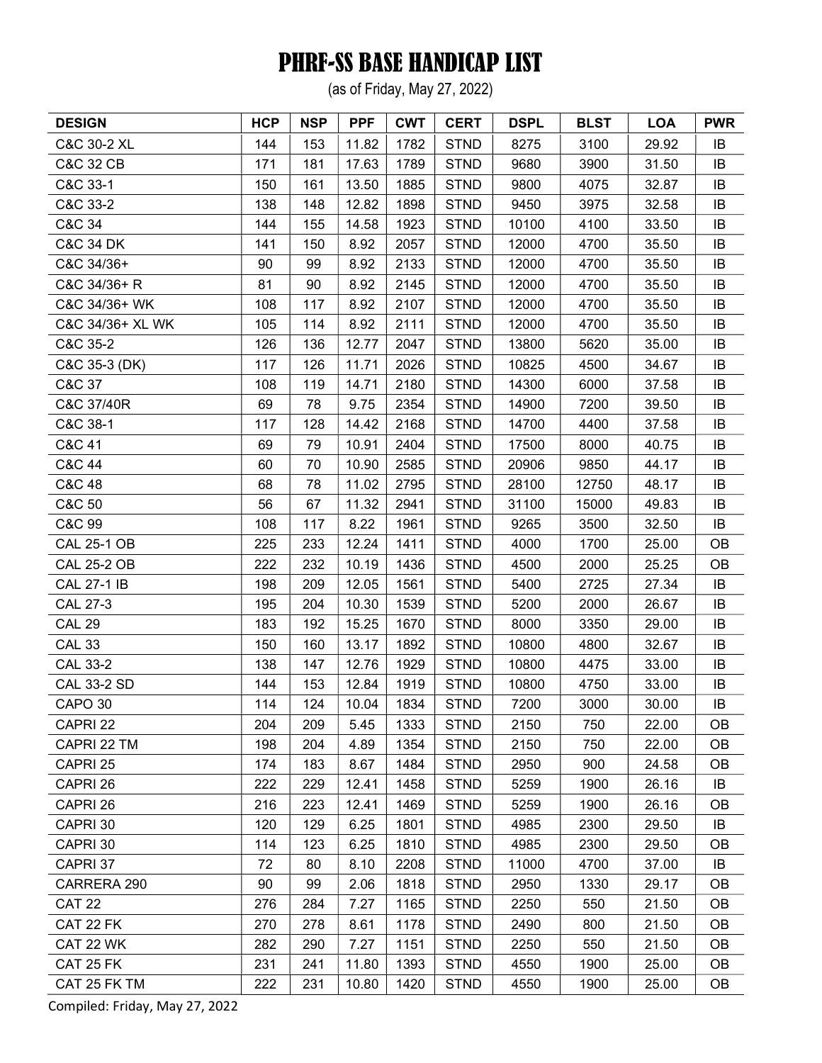# PHRF-SS BASE HANDICAP LIST

(as of Friday, May 27, 2022)

| DESIGN | HCP | NSP | PPF | CWT | CERT | DSPL | BLST | LOA | PWR |
|---|---|---|---|---|---|---|---|---|---|
| C&C 30-2 XL | 144 | 153 | 11.82 | 1782 | STND | 8275 | 3100 | 29.92 | IB |
| C&C 32 CB | 171 | 181 | 17.63 | 1789 | STND | 9680 | 3900 | 31.50 | IB |
| C&C 33-1 | 150 | 161 | 13.50 | 1885 | STND | 9800 | 4075 | 32.87 | IB |
| C&C 33-2 | 138 | 148 | 12.82 | 1898 | STND | 9450 | 3975 | 32.58 | IB |
| C&C 34 | 144 | 155 | 14.58 | 1923 | STND | 10100 | 4100 | 33.50 | IB |
| C&C 34 DK | 141 | 150 | 8.92 | 2057 | STND | 12000 | 4700 | 35.50 | IB |
| C&C 34/36+ | 90 | 99 | 8.92 | 2133 | STND | 12000 | 4700 | 35.50 | IB |
| C&C 34/36+ R | 81 | 90 | 8.92 | 2145 | STND | 12000 | 4700 | 35.50 | IB |
| C&C 34/36+ WK | 108 | 117 | 8.92 | 2107 | STND | 12000 | 4700 | 35.50 | IB |
| C&C 34/36+ XL WK | 105 | 114 | 8.92 | 2111 | STND | 12000 | 4700 | 35.50 | IB |
| C&C 35-2 | 126 | 136 | 12.77 | 2047 | STND | 13800 | 5620 | 35.00 | IB |
| C&C 35-3 (DK) | 117 | 126 | 11.71 | 2026 | STND | 10825 | 4500 | 34.67 | IB |
| C&C 37 | 108 | 119 | 14.71 | 2180 | STND | 14300 | 6000 | 37.58 | IB |
| C&C 37/40R | 69 | 78 | 9.75 | 2354 | STND | 14900 | 7200 | 39.50 | IB |
| C&C 38-1 | 117 | 128 | 14.42 | 2168 | STND | 14700 | 4400 | 37.58 | IB |
| C&C 41 | 69 | 79 | 10.91 | 2404 | STND | 17500 | 8000 | 40.75 | IB |
| C&C 44 | 60 | 70 | 10.90 | 2585 | STND | 20906 | 9850 | 44.17 | IB |
| C&C 48 | 68 | 78 | 11.02 | 2795 | STND | 28100 | 12750 | 48.17 | IB |
| C&C 50 | 56 | 67 | 11.32 | 2941 | STND | 31100 | 15000 | 49.83 | IB |
| C&C 99 | 108 | 117 | 8.22 | 1961 | STND | 9265 | 3500 | 32.50 | IB |
| CAL 25-1 OB | 225 | 233 | 12.24 | 1411 | STND | 4000 | 1700 | 25.00 | OB |
| CAL 25-2 OB | 222 | 232 | 10.19 | 1436 | STND | 4500 | 2000 | 25.25 | OB |
| CAL 27-1 IB | 198 | 209 | 12.05 | 1561 | STND | 5400 | 2725 | 27.34 | IB |
| CAL 27-3 | 195 | 204 | 10.30 | 1539 | STND | 5200 | 2000 | 26.67 | IB |
| CAL 29 | 183 | 192 | 15.25 | 1670 | STND | 8000 | 3350 | 29.00 | IB |
| CAL 33 | 150 | 160 | 13.17 | 1892 | STND | 10800 | 4800 | 32.67 | IB |
| CAL 33-2 | 138 | 147 | 12.76 | 1929 | STND | 10800 | 4475 | 33.00 | IB |
| CAL 33-2 SD | 144 | 153 | 12.84 | 1919 | STND | 10800 | 4750 | 33.00 | IB |
| CAPO 30 | 114 | 124 | 10.04 | 1834 | STND | 7200 | 3000 | 30.00 | IB |
| CAPRI 22 | 204 | 209 | 5.45 | 1333 | STND | 2150 | 750 | 22.00 | OB |
| CAPRI 22 TM | 198 | 204 | 4.89 | 1354 | STND | 2150 | 750 | 22.00 | OB |
| CAPRI 25 | 174 | 183 | 8.67 | 1484 | STND | 2950 | 900 | 24.58 | OB |
| CAPRI 26 | 222 | 229 | 12.41 | 1458 | STND | 5259 | 1900 | 26.16 | IB |
| CAPRI 26 | 216 | 223 | 12.41 | 1469 | STND | 5259 | 1900 | 26.16 | OB |
| CAPRI 30 | 120 | 129 | 6.25 | 1801 | STND | 4985 | 2300 | 29.50 | IB |
| CAPRI 30 | 114 | 123 | 6.25 | 1810 | STND | 4985 | 2300 | 29.50 | OB |
| CAPRI 37 | 72 | 80 | 8.10 | 2208 | STND | 11000 | 4700 | 37.00 | IB |
| CARRERA 290 | 90 | 99 | 2.06 | 1818 | STND | 2950 | 1330 | 29.17 | OB |
| CAT 22 | 276 | 284 | 7.27 | 1165 | STND | 2250 | 550 | 21.50 | OB |
| CAT 22 FK | 270 | 278 | 8.61 | 1178 | STND | 2490 | 800 | 21.50 | OB |
| CAT 22 WK | 282 | 290 | 7.27 | 1151 | STND | 2250 | 550 | 21.50 | OB |
| CAT 25 FK | 231 | 241 | 11.80 | 1393 | STND | 4550 | 1900 | 25.00 | OB |
| CAT 25 FK TM | 222 | 231 | 10.80 | 1420 | STND | 4550 | 1900 | 25.00 | OB |

Compiled: Friday, May 27, 2022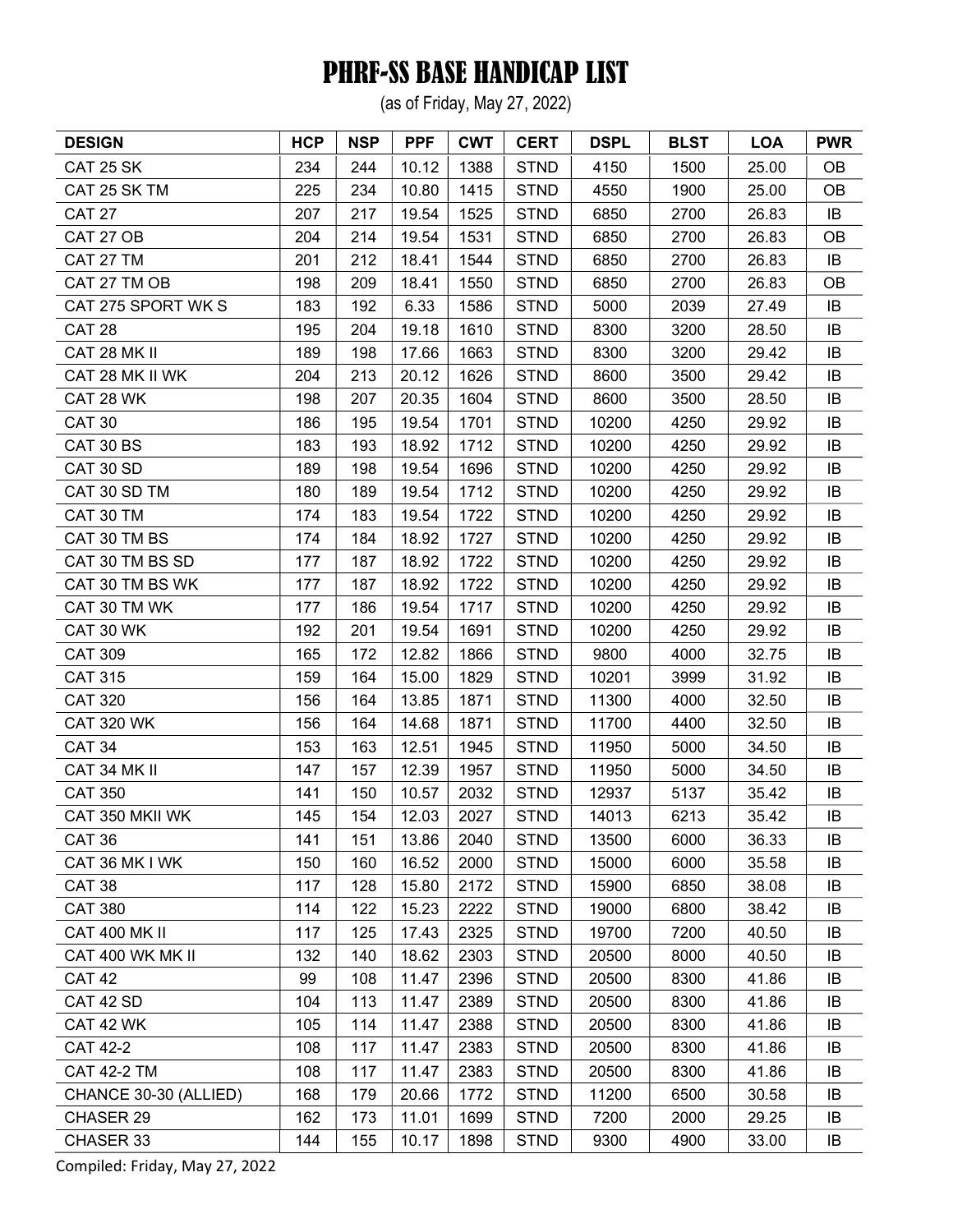# PHRF-SS BASE HANDICAP LIST

(as of Friday, May 27, 2022)

| DESIGN | HCP | NSP | PPF | CWT | CERT | DSPL | BLST | LOA | PWR |
|---|---|---|---|---|---|---|---|---|---|
| CAT 25 SK | 234 | 244 | 10.12 | 1388 | STND | 4150 | 1500 | 25.00 | OB |
| CAT 25 SK TM | 225 | 234 | 10.80 | 1415 | STND | 4550 | 1900 | 25.00 | OB |
| CAT 27 | 207 | 217 | 19.54 | 1525 | STND | 6850 | 2700 | 26.83 | IB |
| CAT 27 OB | 204 | 214 | 19.54 | 1531 | STND | 6850 | 2700 | 26.83 | OB |
| CAT 27 TM | 201 | 212 | 18.41 | 1544 | STND | 6850 | 2700 | 26.83 | IB |
| CAT 27 TM OB | 198 | 209 | 18.41 | 1550 | STND | 6850 | 2700 | 26.83 | OB |
| CAT 275 SPORT WK S | 183 | 192 | 6.33 | 1586 | STND | 5000 | 2039 | 27.49 | IB |
| CAT 28 | 195 | 204 | 19.18 | 1610 | STND | 8300 | 3200 | 28.50 | IB |
| CAT 28 MK II | 189 | 198 | 17.66 | 1663 | STND | 8300 | 3200 | 29.42 | IB |
| CAT 28 MK II WK | 204 | 213 | 20.12 | 1626 | STND | 8600 | 3500 | 29.42 | IB |
| CAT 28 WK | 198 | 207 | 20.35 | 1604 | STND | 8600 | 3500 | 28.50 | IB |
| CAT 30 | 186 | 195 | 19.54 | 1701 | STND | 10200 | 4250 | 29.92 | IB |
| CAT 30 BS | 183 | 193 | 18.92 | 1712 | STND | 10200 | 4250 | 29.92 | IB |
| CAT 30 SD | 189 | 198 | 19.54 | 1696 | STND | 10200 | 4250 | 29.92 | IB |
| CAT 30 SD TM | 180 | 189 | 19.54 | 1712 | STND | 10200 | 4250 | 29.92 | IB |
| CAT 30 TM | 174 | 183 | 19.54 | 1722 | STND | 10200 | 4250 | 29.92 | IB |
| CAT 30 TM BS | 174 | 184 | 18.92 | 1727 | STND | 10200 | 4250 | 29.92 | IB |
| CAT 30 TM BS SD | 177 | 187 | 18.92 | 1722 | STND | 10200 | 4250 | 29.92 | IB |
| CAT 30 TM BS WK | 177 | 187 | 18.92 | 1722 | STND | 10200 | 4250 | 29.92 | IB |
| CAT 30 TM WK | 177 | 186 | 19.54 | 1717 | STND | 10200 | 4250 | 29.92 | IB |
| CAT 30 WK | 192 | 201 | 19.54 | 1691 | STND | 10200 | 4250 | 29.92 | IB |
| CAT 309 | 165 | 172 | 12.82 | 1866 | STND | 9800 | 4000 | 32.75 | IB |
| CAT 315 | 159 | 164 | 15.00 | 1829 | STND | 10201 | 3999 | 31.92 | IB |
| CAT 320 | 156 | 164 | 13.85 | 1871 | STND | 11300 | 4000 | 32.50 | IB |
| CAT 320 WK | 156 | 164 | 14.68 | 1871 | STND | 11700 | 4400 | 32.50 | IB |
| CAT 34 | 153 | 163 | 12.51 | 1945 | STND | 11950 | 5000 | 34.50 | IB |
| CAT 34 MK II | 147 | 157 | 12.39 | 1957 | STND | 11950 | 5000 | 34.50 | IB |
| CAT 350 | 141 | 150 | 10.57 | 2032 | STND | 12937 | 5137 | 35.42 | IB |
| CAT 350 MKII WK | 145 | 154 | 12.03 | 2027 | STND | 14013 | 6213 | 35.42 | IB |
| CAT 36 | 141 | 151 | 13.86 | 2040 | STND | 13500 | 6000 | 36.33 | IB |
| CAT 36 MK I WK | 150 | 160 | 16.52 | 2000 | STND | 15000 | 6000 | 35.58 | IB |
| CAT 38 | 117 | 128 | 15.80 | 2172 | STND | 15900 | 6850 | 38.08 | IB |
| CAT 380 | 114 | 122 | 15.23 | 2222 | STND | 19000 | 6800 | 38.42 | IB |
| CAT 400 MK II | 117 | 125 | 17.43 | 2325 | STND | 19700 | 7200 | 40.50 | IB |
| CAT 400 WK MK II | 132 | 140 | 18.62 | 2303 | STND | 20500 | 8000 | 40.50 | IB |
| CAT 42 | 99 | 108 | 11.47 | 2396 | STND | 20500 | 8300 | 41.86 | IB |
| CAT 42 SD | 104 | 113 | 11.47 | 2389 | STND | 20500 | 8300 | 41.86 | IB |
| CAT 42 WK | 105 | 114 | 11.47 | 2388 | STND | 20500 | 8300 | 41.86 | IB |
| CAT 42-2 | 108 | 117 | 11.47 | 2383 | STND | 20500 | 8300 | 41.86 | IB |
| CAT 42-2 TM | 108 | 117 | 11.47 | 2383 | STND | 20500 | 8300 | 41.86 | IB |
| CHANCE 30-30 (ALLIED) | 168 | 179 | 20.66 | 1772 | STND | 11200 | 6500 | 30.58 | IB |
| CHASER 29 | 162 | 173 | 11.01 | 1699 | STND | 7200 | 2000 | 29.25 | IB |
| CHASER 33 | 144 | 155 | 10.17 | 1898 | STND | 9300 | 4900 | 33.00 | IB |

Compiled: Friday, May 27, 2022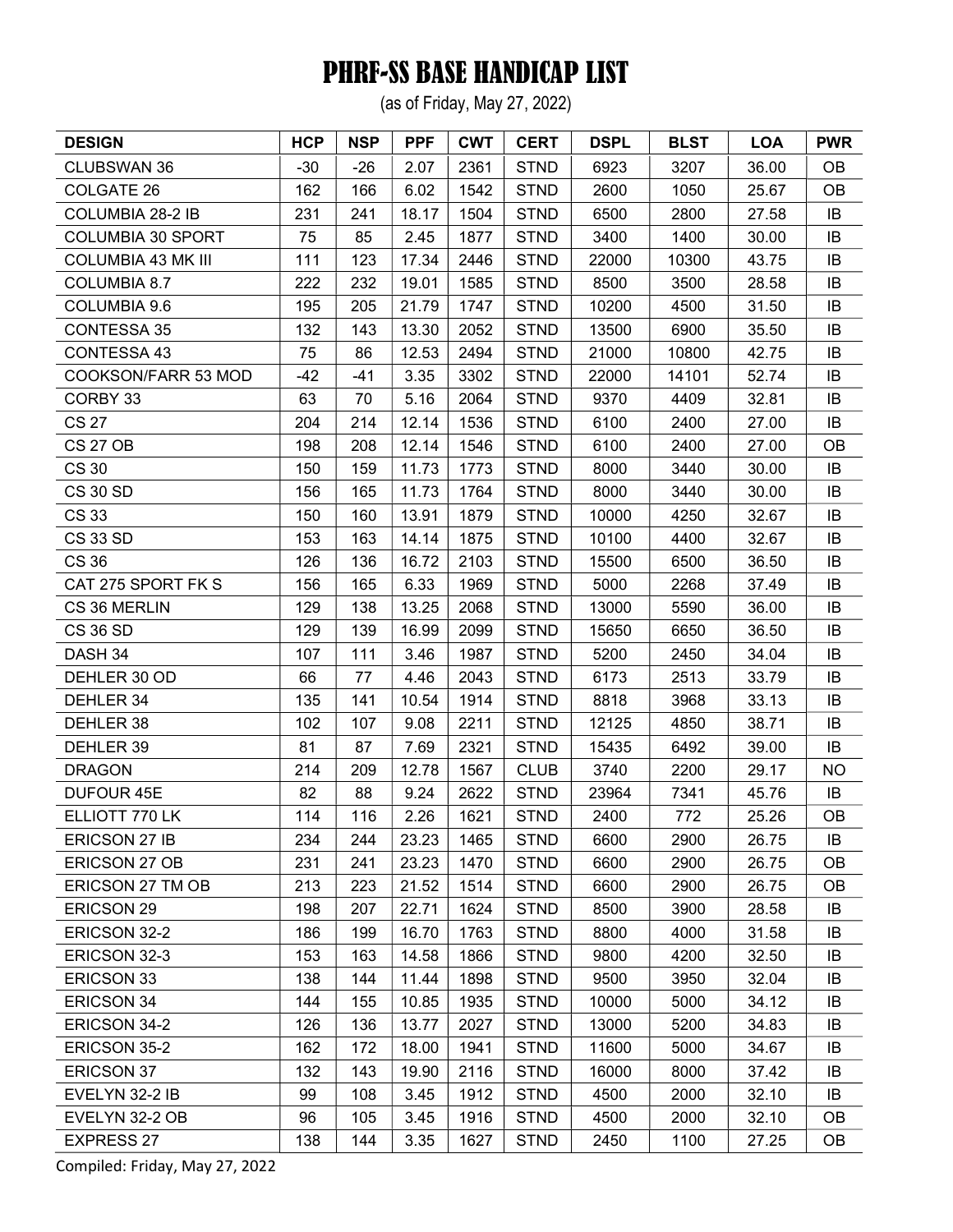# PHRF-SS BASE HANDICAP LIST

(as of Friday, May 27, 2022)

| DESIGN | HCP | NSP | PPF | CWT | CERT | DSPL | BLST | LOA | PWR |
|---|---|---|---|---|---|---|---|---|---|
| CLUBSWAN 36 | -30 | -26 | 2.07 | 2361 | STND | 6923 | 3207 | 36.00 | OB |
| COLGATE 26 | 162 | 166 | 6.02 | 1542 | STND | 2600 | 1050 | 25.67 | OB |
| COLUMBIA 28-2 IB | 231 | 241 | 18.17 | 1504 | STND | 6500 | 2800 | 27.58 | IB |
| COLUMBIA 30 SPORT | 75 | 85 | 2.45 | 1877 | STND | 3400 | 1400 | 30.00 | IB |
| COLUMBIA 43 MK III | 111 | 123 | 17.34 | 2446 | STND | 22000 | 10300 | 43.75 | IB |
| COLUMBIA 8.7 | 222 | 232 | 19.01 | 1585 | STND | 8500 | 3500 | 28.58 | IB |
| COLUMBIA 9.6 | 195 | 205 | 21.79 | 1747 | STND | 10200 | 4500 | 31.50 | IB |
| CONTESSA 35 | 132 | 143 | 13.30 | 2052 | STND | 13500 | 6900 | 35.50 | IB |
| CONTESSA 43 | 75 | 86 | 12.53 | 2494 | STND | 21000 | 10800 | 42.75 | IB |
| COOKSON/FARR 53 MOD | -42 | -41 | 3.35 | 3302 | STND | 22000 | 14101 | 52.74 | IB |
| CORBY 33 | 63 | 70 | 5.16 | 2064 | STND | 9370 | 4409 | 32.81 | IB |
| CS 27 | 204 | 214 | 12.14 | 1536 | STND | 6100 | 2400 | 27.00 | IB |
| CS 27 OB | 198 | 208 | 12.14 | 1546 | STND | 6100 | 2400 | 27.00 | OB |
| CS 30 | 150 | 159 | 11.73 | 1773 | STND | 8000 | 3440 | 30.00 | IB |
| CS 30 SD | 156 | 165 | 11.73 | 1764 | STND | 8000 | 3440 | 30.00 | IB |
| CS 33 | 150 | 160 | 13.91 | 1879 | STND | 10000 | 4250 | 32.67 | IB |
| CS 33 SD | 153 | 163 | 14.14 | 1875 | STND | 10100 | 4400 | 32.67 | IB |
| CS 36 | 126 | 136 | 16.72 | 2103 | STND | 15500 | 6500 | 36.50 | IB |
| CAT 275 SPORT FK S | 156 | 165 | 6.33 | 1969 | STND | 5000 | 2268 | 37.49 | IB |
| CS 36 MERLIN | 129 | 138 | 13.25 | 2068 | STND | 13000 | 5590 | 36.00 | IB |
| CS 36 SD | 129 | 139 | 16.99 | 2099 | STND | 15650 | 6650 | 36.50 | IB |
| DASH 34 | 107 | 111 | 3.46 | 1987 | STND | 5200 | 2450 | 34.04 | IB |
| DEHLER 30 OD | 66 | 77 | 4.46 | 2043 | STND | 6173 | 2513 | 33.79 | IB |
| DEHLER 34 | 135 | 141 | 10.54 | 1914 | STND | 8818 | 3968 | 33.13 | IB |
| DEHLER 38 | 102 | 107 | 9.08 | 2211 | STND | 12125 | 4850 | 38.71 | IB |
| DEHLER 39 | 81 | 87 | 7.69 | 2321 | STND | 15435 | 6492 | 39.00 | IB |
| DRAGON | 214 | 209 | 12.78 | 1567 | CLUB | 3740 | 2200 | 29.17 | NO |
| DUFOUR 45E | 82 | 88 | 9.24 | 2622 | STND | 23964 | 7341 | 45.76 | IB |
| ELLIOTT 770 LK | 114 | 116 | 2.26 | 1621 | STND | 2400 | 772 | 25.26 | OB |
| ERICSON 27 IB | 234 | 244 | 23.23 | 1465 | STND | 6600 | 2900 | 26.75 | IB |
| ERICSON 27 OB | 231 | 241 | 23.23 | 1470 | STND | 6600 | 2900 | 26.75 | OB |
| ERICSON 27 TM OB | 213 | 223 | 21.52 | 1514 | STND | 6600 | 2900 | 26.75 | OB |
| ERICSON 29 | 198 | 207 | 22.71 | 1624 | STND | 8500 | 3900 | 28.58 | IB |
| ERICSON 32-2 | 186 | 199 | 16.70 | 1763 | STND | 8800 | 4000 | 31.58 | IB |
| ERICSON 32-3 | 153 | 163 | 14.58 | 1866 | STND | 9800 | 4200 | 32.50 | IB |
| ERICSON 33 | 138 | 144 | 11.44 | 1898 | STND | 9500 | 3950 | 32.04 | IB |
| ERICSON 34 | 144 | 155 | 10.85 | 1935 | STND | 10000 | 5000 | 34.12 | IB |
| ERICSON 34-2 | 126 | 136 | 13.77 | 2027 | STND | 13000 | 5200 | 34.83 | IB |
| ERICSON 35-2 | 162 | 172 | 18.00 | 1941 | STND | 11600 | 5000 | 34.67 | IB |
| ERICSON 37 | 132 | 143 | 19.90 | 2116 | STND | 16000 | 8000 | 37.42 | IB |
| EVELYN 32-2 IB | 99 | 108 | 3.45 | 1912 | STND | 4500 | 2000 | 32.10 | IB |
| EVELYN 32-2 OB | 96 | 105 | 3.45 | 1916 | STND | 4500 | 2000 | 32.10 | OB |
| EXPRESS 27 | 138 | 144 | 3.35 | 1627 | STND | 2450 | 1100 | 27.25 | OB |

Compiled: Friday, May 27, 2022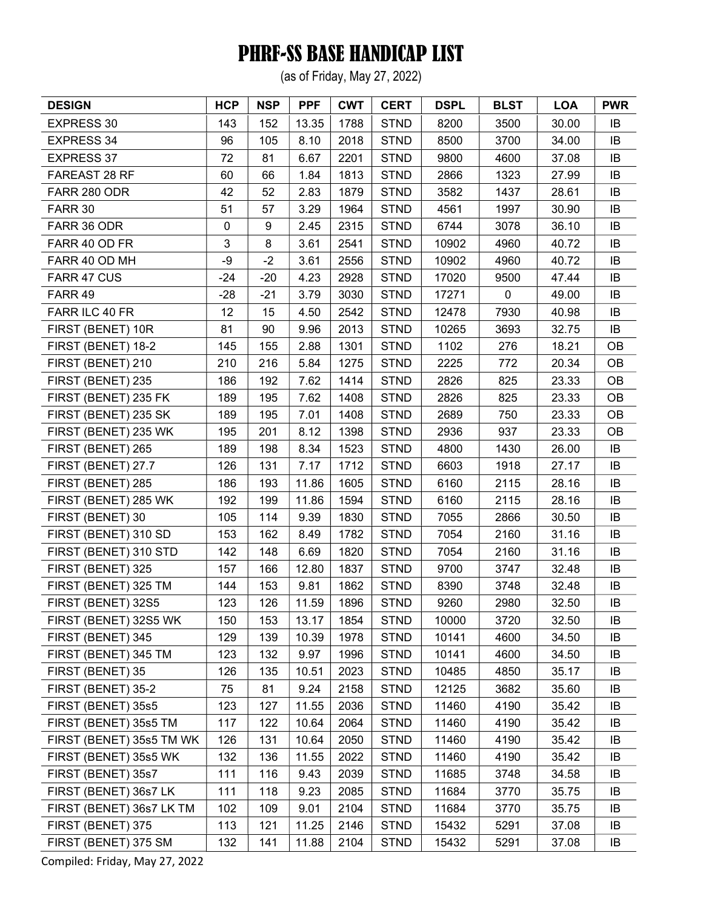# PHRF-SS BASE HANDICAP LIST

(as of Friday, May 27, 2022)

| DESIGN | HCP | NSP | PPF | CWT | CERT | DSPL | BLST | LOA | PWR |
|---|---|---|---|---|---|---|---|---|---|
| EXPRESS 30 | 143 | 152 | 13.35 | 1788 | STND | 8200 | 3500 | 30.00 | IB |
| EXPRESS 34 | 96 | 105 | 8.10 | 2018 | STND | 8500 | 3700 | 34.00 | IB |
| EXPRESS 37 | 72 | 81 | 6.67 | 2201 | STND | 9800 | 4600 | 37.08 | IB |
| FAREAST 28 RF | 60 | 66 | 1.84 | 1813 | STND | 2866 | 1323 | 27.99 | IB |
| FARR 280 ODR | 42 | 52 | 2.83 | 1879 | STND | 3582 | 1437 | 28.61 | IB |
| FARR 30 | 51 | 57 | 3.29 | 1964 | STND | 4561 | 1997 | 30.90 | IB |
| FARR 36 ODR | 0 | 9 | 2.45 | 2315 | STND | 6744 | 3078 | 36.10 | IB |
| FARR 40 OD FR | 3 | 8 | 3.61 | 2541 | STND | 10902 | 4960 | 40.72 | IB |
| FARR 40 OD MH | -9 | -2 | 3.61 | 2556 | STND | 10902 | 4960 | 40.72 | IB |
| FARR 47 CUS | -24 | -20 | 4.23 | 2928 | STND | 17020 | 9500 | 47.44 | IB |
| FARR 49 | -28 | -21 | 3.79 | 3030 | STND | 17271 | 0 | 49.00 | IB |
| FARR ILC 40 FR | 12 | 15 | 4.50 | 2542 | STND | 12478 | 7930 | 40.98 | IB |
| FIRST (BENET) 10R | 81 | 90 | 9.96 | 2013 | STND | 10265 | 3693 | 32.75 | IB |
| FIRST (BENET) 18-2 | 145 | 155 | 2.88 | 1301 | STND | 1102 | 276 | 18.21 | OB |
| FIRST (BENET) 210 | 210 | 216 | 5.84 | 1275 | STND | 2225 | 772 | 20.34 | OB |
| FIRST (BENET) 235 | 186 | 192 | 7.62 | 1414 | STND | 2826 | 825 | 23.33 | OB |
| FIRST (BENET) 235 FK | 189 | 195 | 7.62 | 1408 | STND | 2826 | 825 | 23.33 | OB |
| FIRST (BENET) 235 SK | 189 | 195 | 7.01 | 1408 | STND | 2689 | 750 | 23.33 | OB |
| FIRST (BENET) 235 WK | 195 | 201 | 8.12 | 1398 | STND | 2936 | 937 | 23.33 | OB |
| FIRST (BENET) 265 | 189 | 198 | 8.34 | 1523 | STND | 4800 | 1430 | 26.00 | IB |
| FIRST (BENET) 27.7 | 126 | 131 | 7.17 | 1712 | STND | 6603 | 1918 | 27.17 | IB |
| FIRST (BENET) 285 | 186 | 193 | 11.86 | 1605 | STND | 6160 | 2115 | 28.16 | IB |
| FIRST (BENET) 285 WK | 192 | 199 | 11.86 | 1594 | STND | 6160 | 2115 | 28.16 | IB |
| FIRST (BENET) 30 | 105 | 114 | 9.39 | 1830 | STND | 7055 | 2866 | 30.50 | IB |
| FIRST (BENET) 310 SD | 153 | 162 | 8.49 | 1782 | STND | 7054 | 2160 | 31.16 | IB |
| FIRST (BENET) 310 STD | 142 | 148 | 6.69 | 1820 | STND | 7054 | 2160 | 31.16 | IB |
| FIRST (BENET) 325 | 157 | 166 | 12.80 | 1837 | STND | 9700 | 3747 | 32.48 | IB |
| FIRST (BENET) 325 TM | 144 | 153 | 9.81 | 1862 | STND | 8390 | 3748 | 32.48 | IB |
| FIRST (BENET) 32S5 | 123 | 126 | 11.59 | 1896 | STND | 9260 | 2980 | 32.50 | IB |
| FIRST (BENET) 32S5 WK | 150 | 153 | 13.17 | 1854 | STND | 10000 | 3720 | 32.50 | IB |
| FIRST (BENET) 345 | 129 | 139 | 10.39 | 1978 | STND | 10141 | 4600 | 34.50 | IB |
| FIRST (BENET) 345 TM | 123 | 132 | 9.97 | 1996 | STND | 10141 | 4600 | 34.50 | IB |
| FIRST (BENET) 35 | 126 | 135 | 10.51 | 2023 | STND | 10485 | 4850 | 35.17 | IB |
| FIRST (BENET) 35-2 | 75 | 81 | 9.24 | 2158 | STND | 12125 | 3682 | 35.60 | IB |
| FIRST (BENET) 35s5 | 123 | 127 | 11.55 | 2036 | STND | 11460 | 4190 | 35.42 | IB |
| FIRST (BENET) 35s5 TM | 117 | 122 | 10.64 | 2064 | STND | 11460 | 4190 | 35.42 | IB |
| FIRST (BENET) 35s5 TM WK | 126 | 131 | 10.64 | 2050 | STND | 11460 | 4190 | 35.42 | IB |
| FIRST (BENET) 35s5 WK | 132 | 136 | 11.55 | 2022 | STND | 11460 | 4190 | 35.42 | IB |
| FIRST (BENET) 35s7 | 111 | 116 | 9.43 | 2039 | STND | 11685 | 3748 | 34.58 | IB |
| FIRST (BENET) 36s7 LK | 111 | 118 | 9.23 | 2085 | STND | 11684 | 3770 | 35.75 | IB |
| FIRST (BENET) 36s7 LK TM | 102 | 109 | 9.01 | 2104 | STND | 11684 | 3770 | 35.75 | IB |
| FIRST (BENET) 375 | 113 | 121 | 11.25 | 2146 | STND | 15432 | 5291 | 37.08 | IB |
| FIRST (BENET) 375 SM | 132 | 141 | 11.88 | 2104 | STND | 15432 | 5291 | 37.08 | IB |

Compiled: Friday, May 27, 2022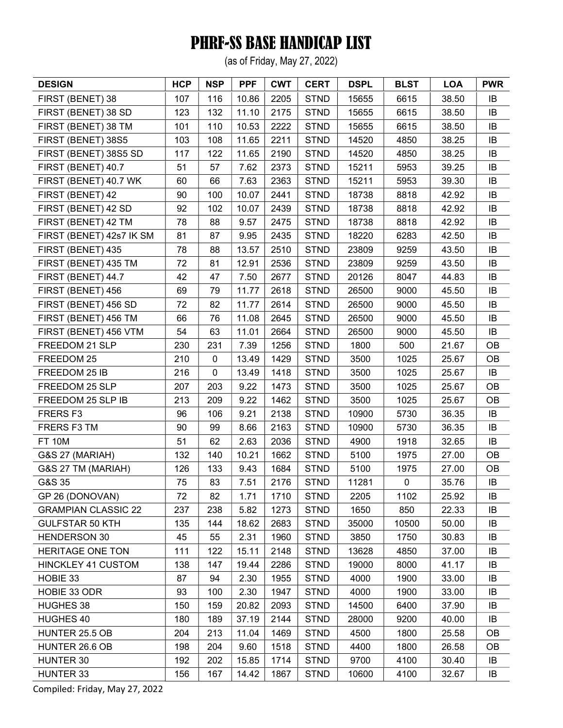# PHRF-SS BASE HANDICAP LIST

(as of Friday, May 27, 2022)

| DESIGN | HCP | NSP | PPF | CWT | CERT | DSPL | BLST | LOA | PWR |
|---|---|---|---|---|---|---|---|---|---|
| FIRST (BENET) 38 | 107 | 116 | 10.86 | 2205 | STND | 15655 | 6615 | 38.50 | IB |
| FIRST (BENET) 38 SD | 123 | 132 | 11.10 | 2175 | STND | 15655 | 6615 | 38.50 | IB |
| FIRST (BENET) 38 TM | 101 | 110 | 10.53 | 2222 | STND | 15655 | 6615 | 38.50 | IB |
| FIRST (BENET) 38S5 | 103 | 108 | 11.65 | 2211 | STND | 14520 | 4850 | 38.25 | IB |
| FIRST (BENET) 38S5 SD | 117 | 122 | 11.65 | 2190 | STND | 14520 | 4850 | 38.25 | IB |
| FIRST (BENET) 40.7 | 51 | 57 | 7.62 | 2373 | STND | 15211 | 5953 | 39.25 | IB |
| FIRST (BENET) 40.7 WK | 60 | 66 | 7.63 | 2363 | STND | 15211 | 5953 | 39.30 | IB |
| FIRST (BENET) 42 | 90 | 100 | 10.07 | 2441 | STND | 18738 | 8818 | 42.92 | IB |
| FIRST (BENET) 42 SD | 92 | 102 | 10.07 | 2439 | STND | 18738 | 8818 | 42.92 | IB |
| FIRST (BENET) 42 TM | 78 | 88 | 9.57 | 2475 | STND | 18738 | 8818 | 42.92 | IB |
| FIRST (BENET) 42s7 IK SM | 81 | 87 | 9.95 | 2435 | STND | 18220 | 6283 | 42.50 | IB |
| FIRST (BENET) 435 | 78 | 88 | 13.57 | 2510 | STND | 23809 | 9259 | 43.50 | IB |
| FIRST (BENET) 435 TM | 72 | 81 | 12.91 | 2536 | STND | 23809 | 9259 | 43.50 | IB |
| FIRST (BENET) 44.7 | 42 | 47 | 7.50 | 2677 | STND | 20126 | 8047 | 44.83 | IB |
| FIRST (BENET) 456 | 69 | 79 | 11.77 | 2618 | STND | 26500 | 9000 | 45.50 | IB |
| FIRST (BENET) 456 SD | 72 | 82 | 11.77 | 2614 | STND | 26500 | 9000 | 45.50 | IB |
| FIRST (BENET) 456 TM | 66 | 76 | 11.08 | 2645 | STND | 26500 | 9000 | 45.50 | IB |
| FIRST (BENET) 456 VTM | 54 | 63 | 11.01 | 2664 | STND | 26500 | 9000 | 45.50 | IB |
| FREEDOM 21 SLP | 230 | 231 | 7.39 | 1256 | STND | 1800 | 500 | 21.67 | OB |
| FREEDOM 25 | 210 | 0 | 13.49 | 1429 | STND | 3500 | 1025 | 25.67 | OB |
| FREEDOM 25 IB | 216 | 0 | 13.49 | 1418 | STND | 3500 | 1025 | 25.67 | IB |
| FREEDOM 25 SLP | 207 | 203 | 9.22 | 1473 | STND | 3500 | 1025 | 25.67 | OB |
| FREEDOM 25 SLP IB | 213 | 209 | 9.22 | 1462 | STND | 3500 | 1025 | 25.67 | OB |
| FRERS F3 | 96 | 106 | 9.21 | 2138 | STND | 10900 | 5730 | 36.35 | IB |
| FRERS F3 TM | 90 | 99 | 8.66 | 2163 | STND | 10900 | 5730 | 36.35 | IB |
| FT 10M | 51 | 62 | 2.63 | 2036 | STND | 4900 | 1918 | 32.65 | IB |
| G&S 27 (MARIAH) | 132 | 140 | 10.21 | 1662 | STND | 5100 | 1975 | 27.00 | OB |
| G&S 27 TM (MARIAH) | 126 | 133 | 9.43 | 1684 | STND | 5100 | 1975 | 27.00 | OB |
| G&S 35 | 75 | 83 | 7.51 | 2176 | STND | 11281 | 0 | 35.76 | IB |
| GP 26 (DONOVAN) | 72 | 82 | 1.71 | 1710 | STND | 2205 | 1102 | 25.92 | IB |
| GRAMPIAN CLASSIC 22 | 237 | 238 | 5.82 | 1273 | STND | 1650 | 850 | 22.33 | IB |
| GULFSTAR 50 KTH | 135 | 144 | 18.62 | 2683 | STND | 35000 | 10500 | 50.00 | IB |
| HENDERSON 30 | 45 | 55 | 2.31 | 1960 | STND | 3850 | 1750 | 30.83 | IB |
| HERITAGE ONE TON | 111 | 122 | 15.11 | 2148 | STND | 13628 | 4850 | 37.00 | IB |
| HINCKLEY 41 CUSTOM | 138 | 147 | 19.44 | 2286 | STND | 19000 | 8000 | 41.17 | IB |
| HOBIE 33 | 87 | 94 | 2.30 | 1955 | STND | 4000 | 1900 | 33.00 | IB |
| HOBIE 33 ODR | 93 | 100 | 2.30 | 1947 | STND | 4000 | 1900 | 33.00 | IB |
| HUGHES 38 | 150 | 159 | 20.82 | 2093 | STND | 14500 | 6400 | 37.90 | IB |
| HUGHES 40 | 180 | 189 | 37.19 | 2144 | STND | 28000 | 9200 | 40.00 | IB |
| HUNTER 25.5 OB | 204 | 213 | 11.04 | 1469 | STND | 4500 | 1800 | 25.58 | OB |
| HUNTER 26.6 OB | 198 | 204 | 9.60 | 1518 | STND | 4400 | 1800 | 26.58 | OB |
| HUNTER 30 | 192 | 202 | 15.85 | 1714 | STND | 9700 | 4100 | 30.40 | IB |
| HUNTER 33 | 156 | 167 | 14.42 | 1867 | STND | 10600 | 4100 | 32.67 | IB |

Compiled: Friday, May 27, 2022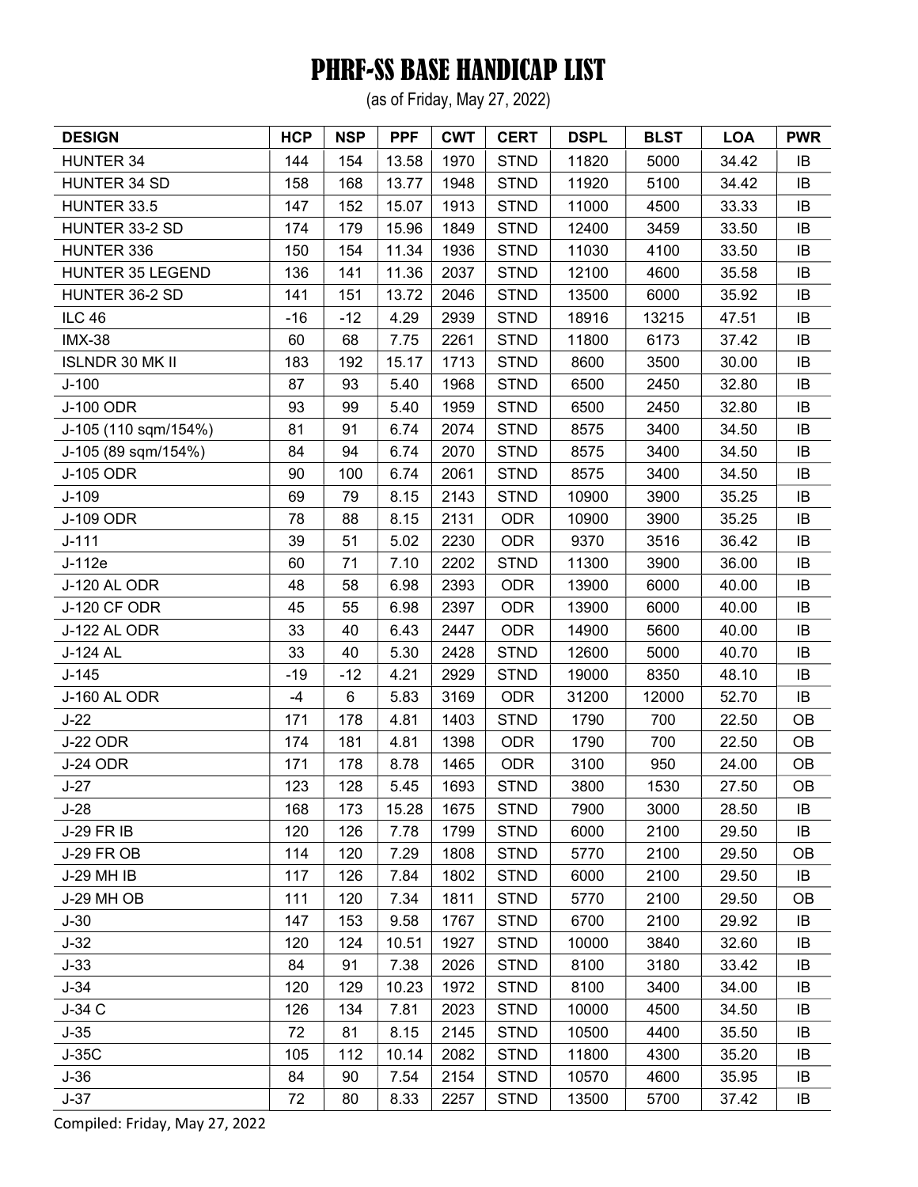# PHRF-SS BASE HANDICAP LIST

(as of Friday, May 27, 2022)

| DESIGN | HCP | NSP | PPF | CWT | CERT | DSPL | BLST | LOA | PWR |
|---|---|---|---|---|---|---|---|---|---|
| HUNTER 34 | 144 | 154 | 13.58 | 1970 | STND | 11820 | 5000 | 34.42 | IB |
| HUNTER 34 SD | 158 | 168 | 13.77 | 1948 | STND | 11920 | 5100 | 34.42 | IB |
| HUNTER 33.5 | 147 | 152 | 15.07 | 1913 | STND | 11000 | 4500 | 33.33 | IB |
| HUNTER 33-2 SD | 174 | 179 | 15.96 | 1849 | STND | 12400 | 3459 | 33.50 | IB |
| HUNTER 336 | 150 | 154 | 11.34 | 1936 | STND | 11030 | 4100 | 33.50 | IB |
| HUNTER 35 LEGEND | 136 | 141 | 11.36 | 2037 | STND | 12100 | 4600 | 35.58 | IB |
| HUNTER 36-2 SD | 141 | 151 | 13.72 | 2046 | STND | 13500 | 6000 | 35.92 | IB |
| ILC 46 | -16 | -12 | 4.29 | 2939 | STND | 18916 | 13215 | 47.51 | IB |
| IMX-38 | 60 | 68 | 7.75 | 2261 | STND | 11800 | 6173 | 37.42 | IB |
| ISLNDR 30 MK II | 183 | 192 | 15.17 | 1713 | STND | 8600 | 3500 | 30.00 | IB |
| J-100 | 87 | 93 | 5.40 | 1968 | STND | 6500 | 2450 | 32.80 | IB |
| J-100 ODR | 93 | 99 | 5.40 | 1959 | STND | 6500 | 2450 | 32.80 | IB |
| J-105 (110 sqm/154%) | 81 | 91 | 6.74 | 2074 | STND | 8575 | 3400 | 34.50 | IB |
| J-105 (89 sqm/154%) | 84 | 94 | 6.74 | 2070 | STND | 8575 | 3400 | 34.50 | IB |
| J-105 ODR | 90 | 100 | 6.74 | 2061 | STND | 8575 | 3400 | 34.50 | IB |
| J-109 | 69 | 79 | 8.15 | 2143 | STND | 10900 | 3900 | 35.25 | IB |
| J-109 ODR | 78 | 88 | 8.15 | 2131 | ODR | 10900 | 3900 | 35.25 | IB |
| J-111 | 39 | 51 | 5.02 | 2230 | ODR | 9370 | 3516 | 36.42 | IB |
| J-112e | 60 | 71 | 7.10 | 2202 | STND | 11300 | 3900 | 36.00 | IB |
| J-120 AL ODR | 48 | 58 | 6.98 | 2393 | ODR | 13900 | 6000 | 40.00 | IB |
| J-120 CF ODR | 45 | 55 | 6.98 | 2397 | ODR | 13900 | 6000 | 40.00 | IB |
| J-122 AL ODR | 33 | 40 | 6.43 | 2447 | ODR | 14900 | 5600 | 40.00 | IB |
| J-124 AL | 33 | 40 | 5.30 | 2428 | STND | 12600 | 5000 | 40.70 | IB |
| J-145 | -19 | -12 | 4.21 | 2929 | STND | 19000 | 8350 | 48.10 | IB |
| J-160 AL ODR | -4 | 6 | 5.83 | 3169 | ODR | 31200 | 12000 | 52.70 | IB |
| J-22 | 171 | 178 | 4.81 | 1403 | STND | 1790 | 700 | 22.50 | OB |
| J-22 ODR | 174 | 181 | 4.81 | 1398 | ODR | 1790 | 700 | 22.50 | OB |
| J-24 ODR | 171 | 178 | 8.78 | 1465 | ODR | 3100 | 950 | 24.00 | OB |
| J-27 | 123 | 128 | 5.45 | 1693 | STND | 3800 | 1530 | 27.50 | OB |
| J-28 | 168 | 173 | 15.28 | 1675 | STND | 7900 | 3000 | 28.50 | IB |
| J-29 FR IB | 120 | 126 | 7.78 | 1799 | STND | 6000 | 2100 | 29.50 | IB |
| J-29 FR OB | 114 | 120 | 7.29 | 1808 | STND | 5770 | 2100 | 29.50 | OB |
| J-29 MH IB | 117 | 126 | 7.84 | 1802 | STND | 6000 | 2100 | 29.50 | IB |
| J-29 MH OB | 111 | 120 | 7.34 | 1811 | STND | 5770 | 2100 | 29.50 | OB |
| J-30 | 147 | 153 | 9.58 | 1767 | STND | 6700 | 2100 | 29.92 | IB |
| J-32 | 120 | 124 | 10.51 | 1927 | STND | 10000 | 3840 | 32.60 | IB |
| J-33 | 84 | 91 | 7.38 | 2026 | STND | 8100 | 3180 | 33.42 | IB |
| J-34 | 120 | 129 | 10.23 | 1972 | STND | 8100 | 3400 | 34.00 | IB |
| J-34 C | 126 | 134 | 7.81 | 2023 | STND | 10000 | 4500 | 34.50 | IB |
| J-35 | 72 | 81 | 8.15 | 2145 | STND | 10500 | 4400 | 35.50 | IB |
| J-35C | 105 | 112 | 10.14 | 2082 | STND | 11800 | 4300 | 35.20 | IB |
| J-36 | 84 | 90 | 7.54 | 2154 | STND | 10570 | 4600 | 35.95 | IB |
| J-37 | 72 | 80 | 8.33 | 2257 | STND | 13500 | 5700 | 37.42 | IB |

Compiled: Friday, May 27, 2022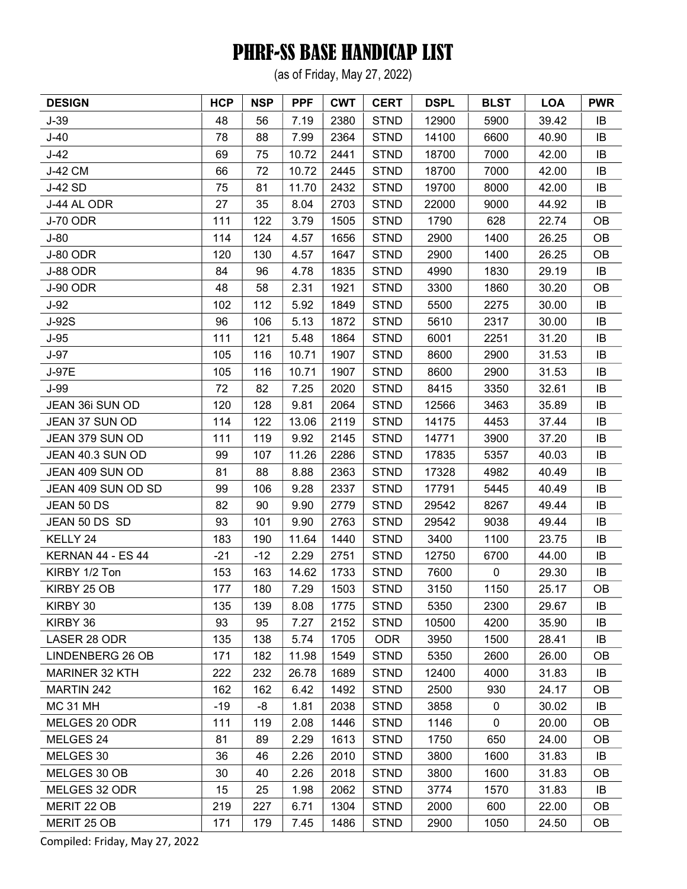# PHRF-SS BASE HANDICAP LIST

(as of Friday, May 27, 2022)

| DESIGN | HCP | NSP | PPF | CWT | CERT | DSPL | BLST | LOA | PWR |
|---|---|---|---|---|---|---|---|---|---|
| J-39 | 48 | 56 | 7.19 | 2380 | STND | 12900 | 5900 | 39.42 | IB |
| J-40 | 78 | 88 | 7.99 | 2364 | STND | 14100 | 6600 | 40.90 | IB |
| J-42 | 69 | 75 | 10.72 | 2441 | STND | 18700 | 7000 | 42.00 | IB |
| J-42 CM | 66 | 72 | 10.72 | 2445 | STND | 18700 | 7000 | 42.00 | IB |
| J-42 SD | 75 | 81 | 11.70 | 2432 | STND | 19700 | 8000 | 42.00 | IB |
| J-44 AL ODR | 27 | 35 | 8.04 | 2703 | STND | 22000 | 9000 | 44.92 | IB |
| J-70 ODR | 111 | 122 | 3.79 | 1505 | STND | 1790 | 628 | 22.74 | OB |
| J-80 | 114 | 124 | 4.57 | 1656 | STND | 2900 | 1400 | 26.25 | OB |
| J-80 ODR | 120 | 130 | 4.57 | 1647 | STND | 2900 | 1400 | 26.25 | OB |
| J-88 ODR | 84 | 96 | 4.78 | 1835 | STND | 4990 | 1830 | 29.19 | IB |
| J-90 ODR | 48 | 58 | 2.31 | 1921 | STND | 3300 | 1860 | 30.20 | OB |
| J-92 | 102 | 112 | 5.92 | 1849 | STND | 5500 | 2275 | 30.00 | IB |
| J-92S | 96 | 106 | 5.13 | 1872 | STND | 5610 | 2317 | 30.00 | IB |
| J-95 | 111 | 121 | 5.48 | 1864 | STND | 6001 | 2251 | 31.20 | IB |
| J-97 | 105 | 116 | 10.71 | 1907 | STND | 8600 | 2900 | 31.53 | IB |
| J-97E | 105 | 116 | 10.71 | 1907 | STND | 8600 | 2900 | 31.53 | IB |
| J-99 | 72 | 82 | 7.25 | 2020 | STND | 8415 | 3350 | 32.61 | IB |
| JEAN 36i SUN OD | 120 | 128 | 9.81 | 2064 | STND | 12566 | 3463 | 35.89 | IB |
| JEAN 37 SUN OD | 114 | 122 | 13.06 | 2119 | STND | 14175 | 4453 | 37.44 | IB |
| JEAN 379 SUN OD | 111 | 119 | 9.92 | 2145 | STND | 14771 | 3900 | 37.20 | IB |
| JEAN 40.3 SUN OD | 99 | 107 | 11.26 | 2286 | STND | 17835 | 5357 | 40.03 | IB |
| JEAN 409 SUN OD | 81 | 88 | 8.88 | 2363 | STND | 17328 | 4982 | 40.49 | IB |
| JEAN 409 SUN OD SD | 99 | 106 | 9.28 | 2337 | STND | 17791 | 5445 | 40.49 | IB |
| JEAN 50 DS | 82 | 90 | 9.90 | 2779 | STND | 29542 | 8267 | 49.44 | IB |
| JEAN 50 DS SD | 93 | 101 | 9.90 | 2763 | STND | 29542 | 9038 | 49.44 | IB |
| KELLY 24 | 183 | 190 | 11.64 | 1440 | STND | 3400 | 1100 | 23.75 | IB |
| KERNAN 44 - ES 44 | -21 | -12 | 2.29 | 2751 | STND | 12750 | 6700 | 44.00 | IB |
| KIRBY 1/2 Ton | 153 | 163 | 14.62 | 1733 | STND | 7600 | 0 | 29.30 | IB |
| KIRBY 25 OB | 177 | 180 | 7.29 | 1503 | STND | 3150 | 1150 | 25.17 | OB |
| KIRBY 30 | 135 | 139 | 8.08 | 1775 | STND | 5350 | 2300 | 29.67 | IB |
| KIRBY 36 | 93 | 95 | 7.27 | 2152 | STND | 10500 | 4200 | 35.90 | IB |
| LASER 28 ODR | 135 | 138 | 5.74 | 1705 | ODR | 3950 | 1500 | 28.41 | IB |
| LINDENBERG 26 OB | 171 | 182 | 11.98 | 1549 | STND | 5350 | 2600 | 26.00 | OB |
| MARINER 32 KTH | 222 | 232 | 26.78 | 1689 | STND | 12400 | 4000 | 31.83 | IB |
| MARTIN 242 | 162 | 162 | 6.42 | 1492 | STND | 2500 | 930 | 24.17 | OB |
| MC 31 MH | -19 | -8 | 1.81 | 2038 | STND | 3858 | 0 | 30.02 | IB |
| MELGES 20 ODR | 111 | 119 | 2.08 | 1446 | STND | 1146 | 0 | 20.00 | OB |
| MELGES 24 | 81 | 89 | 2.29 | 1613 | STND | 1750 | 650 | 24.00 | OB |
| MELGES 30 | 36 | 46 | 2.26 | 2010 | STND | 3800 | 1600 | 31.83 | IB |
| MELGES 30 OB | 30 | 40 | 2.26 | 2018 | STND | 3800 | 1600 | 31.83 | OB |
| MELGES 32 ODR | 15 | 25 | 1.98 | 2062 | STND | 3774 | 1570 | 31.83 | IB |
| MERIT 22 OB | 219 | 227 | 6.71 | 1304 | STND | 2000 | 600 | 22.00 | OB |
| MERIT 25 OB | 171 | 179 | 7.45 | 1486 | STND | 2900 | 1050 | 24.50 | OB |

Compiled: Friday, May 27, 2022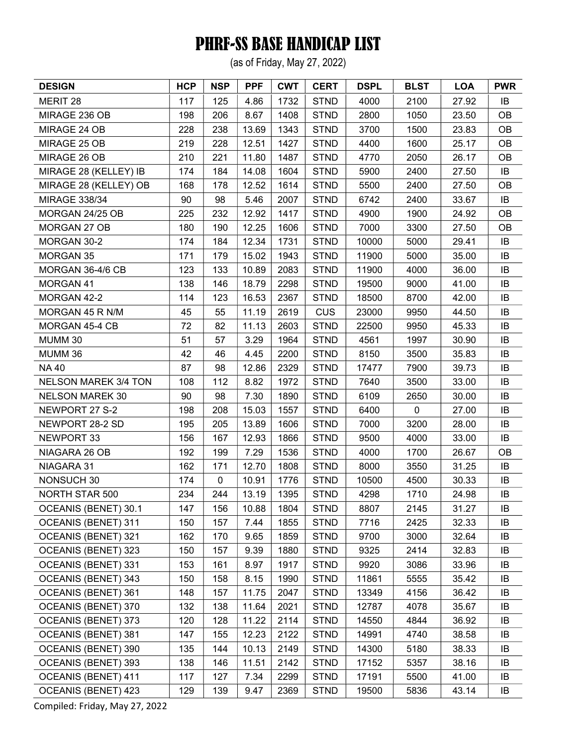# PHRF-SS BASE HANDICAP LIST

(as of Friday, May 27, 2022)

| DESIGN | HCP | NSP | PPF | CWT | CERT | DSPL | BLST | LOA | PWR |
|---|---|---|---|---|---|---|---|---|---|
| MERIT 28 | 117 | 125 | 4.86 | 1732 | STND | 4000 | 2100 | 27.92 | IB |
| MIRAGE 236 OB | 198 | 206 | 8.67 | 1408 | STND | 2800 | 1050 | 23.50 | OB |
| MIRAGE 24 OB | 228 | 238 | 13.69 | 1343 | STND | 3700 | 1500 | 23.83 | OB |
| MIRAGE 25 OB | 219 | 228 | 12.51 | 1427 | STND | 4400 | 1600 | 25.17 | OB |
| MIRAGE 26 OB | 210 | 221 | 11.80 | 1487 | STND | 4770 | 2050 | 26.17 | OB |
| MIRAGE 28 (KELLEY) IB | 174 | 184 | 14.08 | 1604 | STND | 5900 | 2400 | 27.50 | IB |
| MIRAGE 28 (KELLEY) OB | 168 | 178 | 12.52 | 1614 | STND | 5500 | 2400 | 27.50 | OB |
| MIRAGE 338/34 | 90 | 98 | 5.46 | 2007 | STND | 6742 | 2400 | 33.67 | IB |
| MORGAN 24/25 OB | 225 | 232 | 12.92 | 1417 | STND | 4900 | 1900 | 24.92 | OB |
| MORGAN 27 OB | 180 | 190 | 12.25 | 1606 | STND | 7000 | 3300 | 27.50 | OB |
| MORGAN 30-2 | 174 | 184 | 12.34 | 1731 | STND | 10000 | 5000 | 29.41 | IB |
| MORGAN 35 | 171 | 179 | 15.02 | 1943 | STND | 11900 | 5000 | 35.00 | IB |
| MORGAN 36-4/6 CB | 123 | 133 | 10.89 | 2083 | STND | 11900 | 4000 | 36.00 | IB |
| MORGAN 41 | 138 | 146 | 18.79 | 2298 | STND | 19500 | 9000 | 41.00 | IB |
| MORGAN 42-2 | 114 | 123 | 16.53 | 2367 | STND | 18500 | 8700 | 42.00 | IB |
| MORGAN 45 R N/M | 45 | 55 | 11.19 | 2619 | CUS | 23000 | 9950 | 44.50 | IB |
| MORGAN 45-4 CB | 72 | 82 | 11.13 | 2603 | STND | 22500 | 9950 | 45.33 | IB |
| MUMM 30 | 51 | 57 | 3.29 | 1964 | STND | 4561 | 1997 | 30.90 | IB |
| MUMM 36 | 42 | 46 | 4.45 | 2200 | STND | 8150 | 3500 | 35.83 | IB |
| NA 40 | 87 | 98 | 12.86 | 2329 | STND | 17477 | 7900 | 39.73 | IB |
| NELSON MAREK 3/4 TON | 108 | 112 | 8.82 | 1972 | STND | 7640 | 3500 | 33.00 | IB |
| NELSON MAREK 30 | 90 | 98 | 7.30 | 1890 | STND | 6109 | 2650 | 30.00 | IB |
| NEWPORT 27 S-2 | 198 | 208 | 15.03 | 1557 | STND | 6400 | 0 | 27.00 | IB |
| NEWPORT 28-2 SD | 195 | 205 | 13.89 | 1606 | STND | 7000 | 3200 | 28.00 | IB |
| NEWPORT 33 | 156 | 167 | 12.93 | 1866 | STND | 9500 | 4000 | 33.00 | IB |
| NIAGARA 26 OB | 192 | 199 | 7.29 | 1536 | STND | 4000 | 1700 | 26.67 | OB |
| NIAGARA 31 | 162 | 171 | 12.70 | 1808 | STND | 8000 | 3550 | 31.25 | IB |
| NONSUCH 30 | 174 | 0 | 10.91 | 1776 | STND | 10500 | 4500 | 30.33 | IB |
| NORTH STAR 500 | 234 | 244 | 13.19 | 1395 | STND | 4298 | 1710 | 24.98 | IB |
| OCEANIS (BENET) 30.1 | 147 | 156 | 10.88 | 1804 | STND | 8807 | 2145 | 31.27 | IB |
| OCEANIS (BENET) 311 | 150 | 157 | 7.44 | 1855 | STND | 7716 | 2425 | 32.33 | IB |
| OCEANIS (BENET) 321 | 162 | 170 | 9.65 | 1859 | STND | 9700 | 3000 | 32.64 | IB |
| OCEANIS (BENET) 323 | 150 | 157 | 9.39 | 1880 | STND | 9325 | 2414 | 32.83 | IB |
| OCEANIS (BENET) 331 | 153 | 161 | 8.97 | 1917 | STND | 9920 | 3086 | 33.96 | IB |
| OCEANIS (BENET) 343 | 150 | 158 | 8.15 | 1990 | STND | 11861 | 5555 | 35.42 | IB |
| OCEANIS (BENET) 361 | 148 | 157 | 11.75 | 2047 | STND | 13349 | 4156 | 36.42 | IB |
| OCEANIS (BENET) 370 | 132 | 138 | 11.64 | 2021 | STND | 12787 | 4078 | 35.67 | IB |
| OCEANIS (BENET) 373 | 120 | 128 | 11.22 | 2114 | STND | 14550 | 4844 | 36.92 | IB |
| OCEANIS (BENET) 381 | 147 | 155 | 12.23 | 2122 | STND | 14991 | 4740 | 38.58 | IB |
| OCEANIS (BENET) 390 | 135 | 144 | 10.13 | 2149 | STND | 14300 | 5180 | 38.33 | IB |
| OCEANIS (BENET) 393 | 138 | 146 | 11.51 | 2142 | STND | 17152 | 5357 | 38.16 | IB |
| OCEANIS (BENET) 411 | 117 | 127 | 7.34 | 2299 | STND | 17191 | 5500 | 41.00 | IB |
| OCEANIS (BENET) 423 | 129 | 139 | 9.47 | 2369 | STND | 19500 | 5836 | 43.14 | IB |

Compiled: Friday, May 27, 2022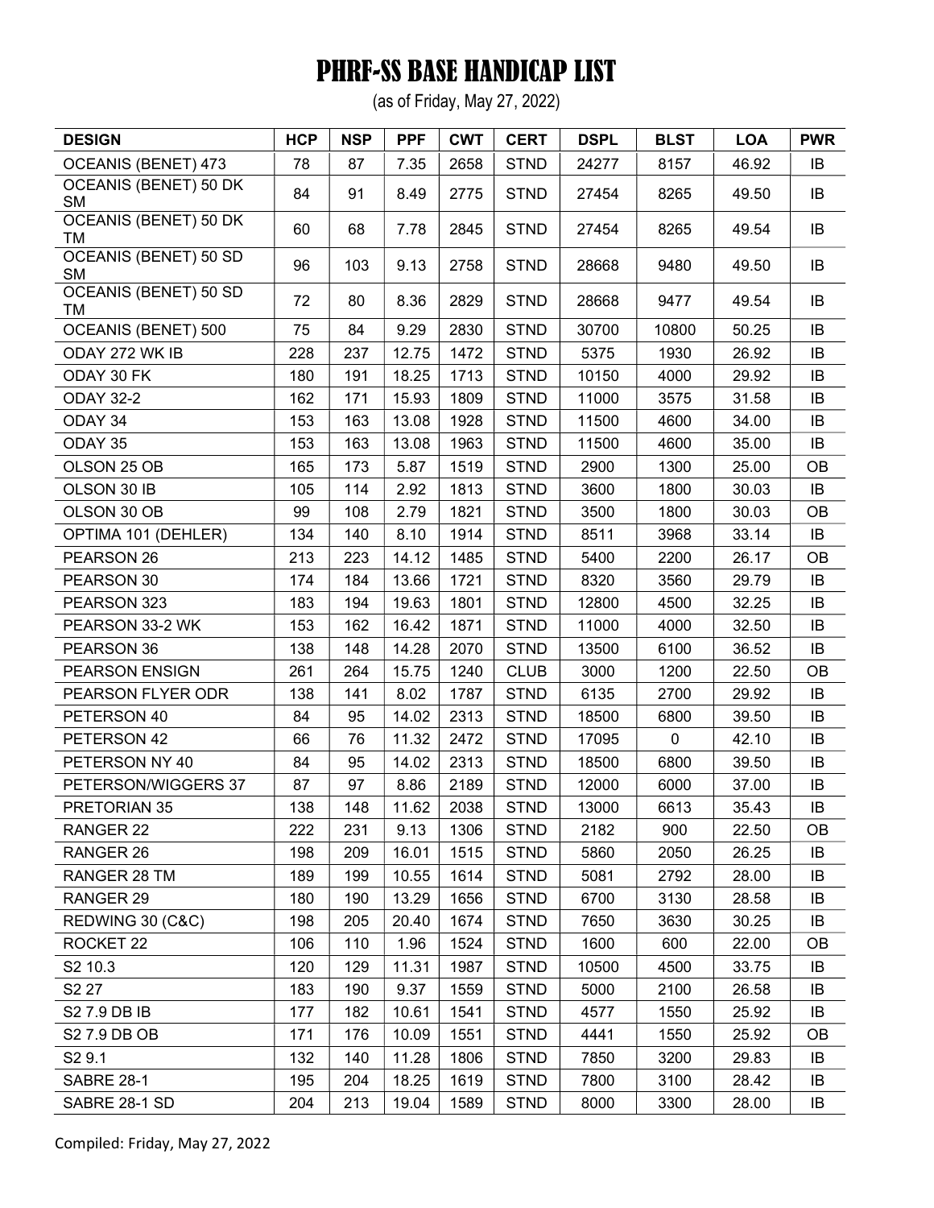# PHRF-SS BASE HANDICAP LIST

(as of Friday, May 27, 2022)

| DESIGN | HCP | NSP | PPF | CWT | CERT | DSPL | BLST | LOA | PWR |
|---|---|---|---|---|---|---|---|---|---|
| OCEANIS (BENET) 473 | 78 | 87 | 7.35 | 2658 | STND | 24277 | 8157 | 46.92 | IB |
| OCEANIS (BENET) 50 DK SM | 84 | 91 | 8.49 | 2775 | STND | 27454 | 8265 | 49.50 | IB |
| OCEANIS (BENET) 50 DK TM | 60 | 68 | 7.78 | 2845 | STND | 27454 | 8265 | 49.54 | IB |
| OCEANIS (BENET) 50 SD SM | 96 | 103 | 9.13 | 2758 | STND | 28668 | 9480 | 49.50 | IB |
| OCEANIS (BENET) 50 SD TM | 72 | 80 | 8.36 | 2829 | STND | 28668 | 9477 | 49.54 | IB |
| OCEANIS (BENET) 500 | 75 | 84 | 9.29 | 2830 | STND | 30700 | 10800 | 50.25 | IB |
| ODAY 272 WK IB | 228 | 237 | 12.75 | 1472 | STND | 5375 | 1930 | 26.92 | IB |
| ODAY 30 FK | 180 | 191 | 18.25 | 1713 | STND | 10150 | 4000 | 29.92 | IB |
| ODAY 32-2 | 162 | 171 | 15.93 | 1809 | STND | 11000 | 3575 | 31.58 | IB |
| ODAY 34 | 153 | 163 | 13.08 | 1928 | STND | 11500 | 4600 | 34.00 | IB |
| ODAY 35 | 153 | 163 | 13.08 | 1963 | STND | 11500 | 4600 | 35.00 | IB |
| OLSON 25 OB | 165 | 173 | 5.87 | 1519 | STND | 2900 | 1300 | 25.00 | OB |
| OLSON 30 IB | 105 | 114 | 2.92 | 1813 | STND | 3600 | 1800 | 30.03 | IB |
| OLSON 30 OB | 99 | 108 | 2.79 | 1821 | STND | 3500 | 1800 | 30.03 | OB |
| OPTIMA 101 (DEHLER) | 134 | 140 | 8.10 | 1914 | STND | 8511 | 3968 | 33.14 | IB |
| PEARSON 26 | 213 | 223 | 14.12 | 1485 | STND | 5400 | 2200 | 26.17 | OB |
| PEARSON 30 | 174 | 184 | 13.66 | 1721 | STND | 8320 | 3560 | 29.79 | IB |
| PEARSON 323 | 183 | 194 | 19.63 | 1801 | STND | 12800 | 4500 | 32.25 | IB |
| PEARSON 33-2 WK | 153 | 162 | 16.42 | 1871 | STND | 11000 | 4000 | 32.50 | IB |
| PEARSON 36 | 138 | 148 | 14.28 | 2070 | STND | 13500 | 6100 | 36.52 | IB |
| PEARSON ENSIGN | 261 | 264 | 15.75 | 1240 | CLUB | 3000 | 1200 | 22.50 | OB |
| PEARSON FLYER ODR | 138 | 141 | 8.02 | 1787 | STND | 6135 | 2700 | 29.92 | IB |
| PETERSON 40 | 84 | 95 | 14.02 | 2313 | STND | 18500 | 6800 | 39.50 | IB |
| PETERSON 42 | 66 | 76 | 11.32 | 2472 | STND | 17095 | 0 | 42.10 | IB |
| PETERSON NY 40 | 84 | 95 | 14.02 | 2313 | STND | 18500 | 6800 | 39.50 | IB |
| PETERSON/WIGGERS 37 | 87 | 97 | 8.86 | 2189 | STND | 12000 | 6000 | 37.00 | IB |
| PRETORIAN 35 | 138 | 148 | 11.62 | 2038 | STND | 13000 | 6613 | 35.43 | IB |
| RANGER 22 | 222 | 231 | 9.13 | 1306 | STND | 2182 | 900 | 22.50 | OB |
| RANGER 26 | 198 | 209 | 16.01 | 1515 | STND | 5860 | 2050 | 26.25 | IB |
| RANGER 28 TM | 189 | 199 | 10.55 | 1614 | STND | 5081 | 2792 | 28.00 | IB |
| RANGER 29 | 180 | 190 | 13.29 | 1656 | STND | 6700 | 3130 | 28.58 | IB |
| REDWING 30 (C&C) | 198 | 205 | 20.40 | 1674 | STND | 7650 | 3630 | 30.25 | IB |
| ROCKET 22 | 106 | 110 | 1.96 | 1524 | STND | 1600 | 600 | 22.00 | OB |
| S2 10.3 | 120 | 129 | 11.31 | 1987 | STND | 10500 | 4500 | 33.75 | IB |
| S2 27 | 183 | 190 | 9.37 | 1559 | STND | 5000 | 2100 | 26.58 | IB |
| S2 7.9 DB IB | 177 | 182 | 10.61 | 1541 | STND | 4577 | 1550 | 25.92 | IB |
| S2 7.9 DB OB | 171 | 176 | 10.09 | 1551 | STND | 4441 | 1550 | 25.92 | OB |
| S2 9.1 | 132 | 140 | 11.28 | 1806 | STND | 7850 | 3200 | 29.83 | IB |
| SABRE 28-1 | 195 | 204 | 18.25 | 1619 | STND | 7800 | 3100 | 28.42 | IB |
| SABRE 28-1 SD | 204 | 213 | 19.04 | 1589 | STND | 8000 | 3300 | 28.00 | IB |

Compiled: Friday, May 27, 2022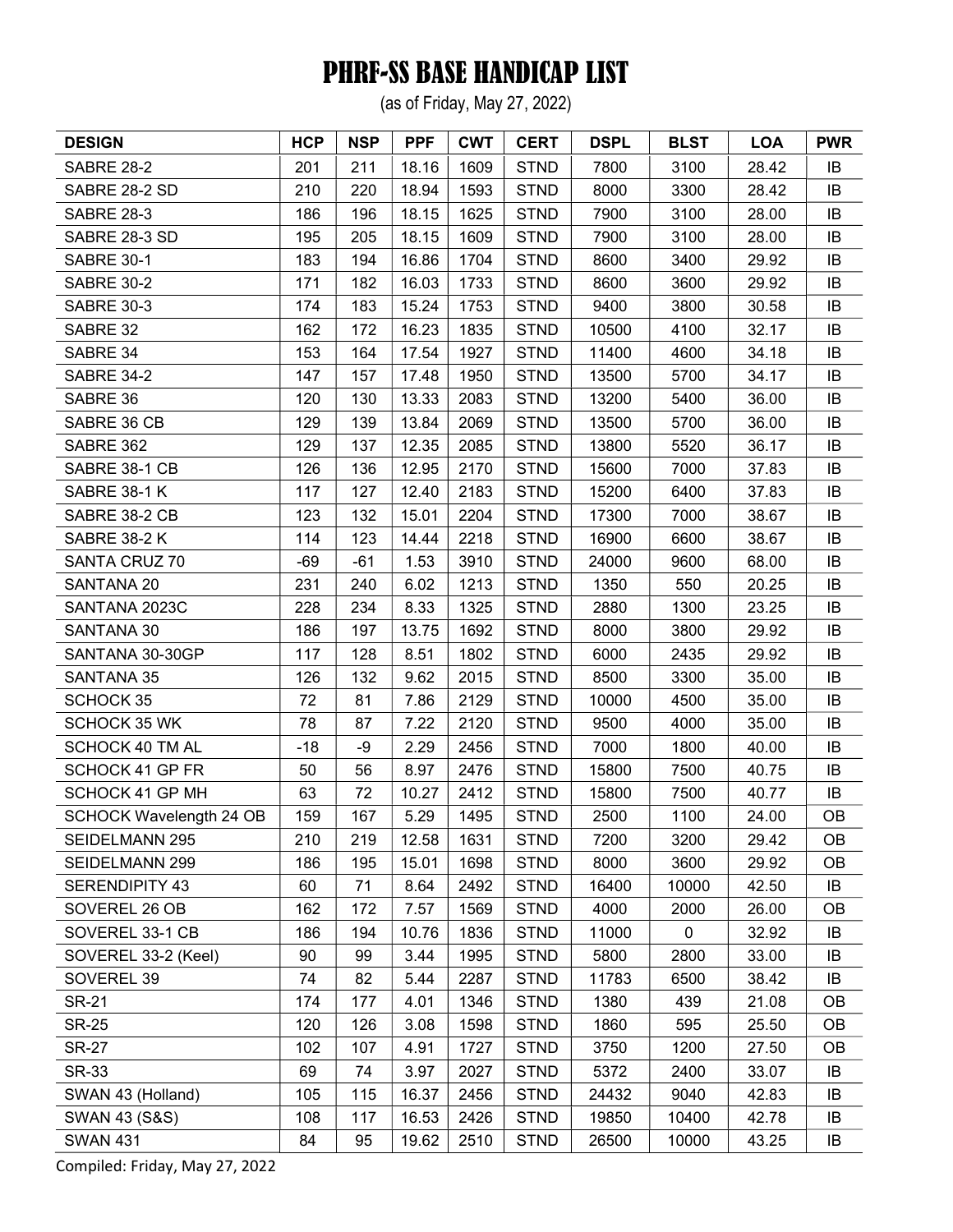# PHRF-SS BASE HANDICAP LIST

(as of Friday, May 27, 2022)

| DESIGN | HCP | NSP | PPF | CWT | CERT | DSPL | BLST | LOA | PWR |
|---|---|---|---|---|---|---|---|---|---|
| SABRE 28-2 | 201 | 211 | 18.16 | 1609 | STND | 7800 | 3100 | 28.42 | IB |
| SABRE 28-2 SD | 210 | 220 | 18.94 | 1593 | STND | 8000 | 3300 | 28.42 | IB |
| SABRE 28-3 | 186 | 196 | 18.15 | 1625 | STND | 7900 | 3100 | 28.00 | IB |
| SABRE 28-3 SD | 195 | 205 | 18.15 | 1609 | STND | 7900 | 3100 | 28.00 | IB |
| SABRE 30-1 | 183 | 194 | 16.86 | 1704 | STND | 8600 | 3400 | 29.92 | IB |
| SABRE 30-2 | 171 | 182 | 16.03 | 1733 | STND | 8600 | 3600 | 29.92 | IB |
| SABRE 30-3 | 174 | 183 | 15.24 | 1753 | STND | 9400 | 3800 | 30.58 | IB |
| SABRE 32 | 162 | 172 | 16.23 | 1835 | STND | 10500 | 4100 | 32.17 | IB |
| SABRE 34 | 153 | 164 | 17.54 | 1927 | STND | 11400 | 4600 | 34.18 | IB |
| SABRE 34-2 | 147 | 157 | 17.48 | 1950 | STND | 13500 | 5700 | 34.17 | IB |
| SABRE 36 | 120 | 130 | 13.33 | 2083 | STND | 13200 | 5400 | 36.00 | IB |
| SABRE 36 CB | 129 | 139 | 13.84 | 2069 | STND | 13500 | 5700 | 36.00 | IB |
| SABRE 362 | 129 | 137 | 12.35 | 2085 | STND | 13800 | 5520 | 36.17 | IB |
| SABRE 38-1 CB | 126 | 136 | 12.95 | 2170 | STND | 15600 | 7000 | 37.83 | IB |
| SABRE 38-1 K | 117 | 127 | 12.40 | 2183 | STND | 15200 | 6400 | 37.83 | IB |
| SABRE 38-2 CB | 123 | 132 | 15.01 | 2204 | STND | 17300 | 7000 | 38.67 | IB |
| SABRE 38-2 K | 114 | 123 | 14.44 | 2218 | STND | 16900 | 6600 | 38.67 | IB |
| SANTA CRUZ 70 | -69 | -61 | 1.53 | 3910 | STND | 24000 | 9600 | 68.00 | IB |
| SANTANA 20 | 231 | 240 | 6.02 | 1213 | STND | 1350 | 550 | 20.25 | IB |
| SANTANA 2023C | 228 | 234 | 8.33 | 1325 | STND | 2880 | 1300 | 23.25 | IB |
| SANTANA 30 | 186 | 197 | 13.75 | 1692 | STND | 8000 | 3800 | 29.92 | IB |
| SANTANA 30-30GP | 117 | 128 | 8.51 | 1802 | STND | 6000 | 2435 | 29.92 | IB |
| SANTANA 35 | 126 | 132 | 9.62 | 2015 | STND | 8500 | 3300 | 35.00 | IB |
| SCHOCK 35 | 72 | 81 | 7.86 | 2129 | STND | 10000 | 4500 | 35.00 | IB |
| SCHOCK 35 WK | 78 | 87 | 7.22 | 2120 | STND | 9500 | 4000 | 35.00 | IB |
| SCHOCK 40 TM AL | -18 | -9 | 2.29 | 2456 | STND | 7000 | 1800 | 40.00 | IB |
| SCHOCK 41 GP FR | 50 | 56 | 8.97 | 2476 | STND | 15800 | 7500 | 40.75 | IB |
| SCHOCK 41 GP MH | 63 | 72 | 10.27 | 2412 | STND | 15800 | 7500 | 40.77 | IB |
| SCHOCK Wavelength 24 OB | 159 | 167 | 5.29 | 1495 | STND | 2500 | 1100 | 24.00 | OB |
| SEIDELMANN 295 | 210 | 219 | 12.58 | 1631 | STND | 7200 | 3200 | 29.42 | OB |
| SEIDELMANN 299 | 186 | 195 | 15.01 | 1698 | STND | 8000 | 3600 | 29.92 | OB |
| SERENDIPITY 43 | 60 | 71 | 8.64 | 2492 | STND | 16400 | 10000 | 42.50 | IB |
| SOVEREL 26 OB | 162 | 172 | 7.57 | 1569 | STND | 4000 | 2000 | 26.00 | OB |
| SOVEREL 33-1 CB | 186 | 194 | 10.76 | 1836 | STND | 11000 | 0 | 32.92 | IB |
| SOVEREL 33-2 (Keel) | 90 | 99 | 3.44 | 1995 | STND | 5800 | 2800 | 33.00 | IB |
| SOVEREL 39 | 74 | 82 | 5.44 | 2287 | STND | 11783 | 6500 | 38.42 | IB |
| SR-21 | 174 | 177 | 4.01 | 1346 | STND | 1380 | 439 | 21.08 | OB |
| SR-25 | 120 | 126 | 3.08 | 1598 | STND | 1860 | 595 | 25.50 | OB |
| SR-27 | 102 | 107 | 4.91 | 1727 | STND | 3750 | 1200 | 27.50 | OB |
| SR-33 | 69 | 74 | 3.97 | 2027 | STND | 5372 | 2400 | 33.07 | IB |
| SWAN 43 (Holland) | 105 | 115 | 16.37 | 2456 | STND | 24432 | 9040 | 42.83 | IB |
| SWAN 43 (S&S) | 108 | 117 | 16.53 | 2426 | STND | 19850 | 10400 | 42.78 | IB |
| SWAN 431 | 84 | 95 | 19.62 | 2510 | STND | 26500 | 10000 | 43.25 | IB |

Compiled: Friday, May 27, 2022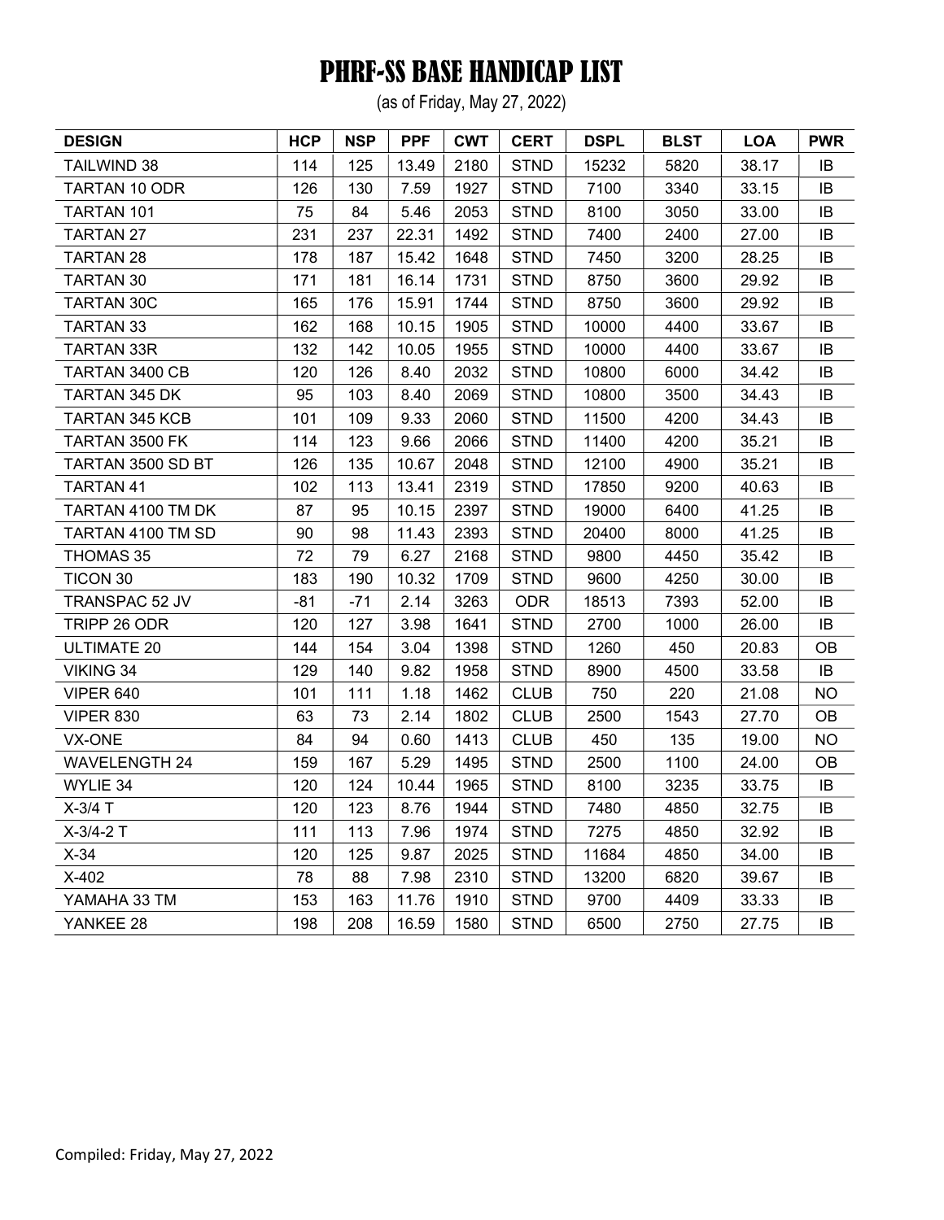# PHRF-SS BASE HANDICAP LIST

(as of Friday, May 27, 2022)

| DESIGN | HCP | NSP | PPF | CWT | CERT | DSPL | BLST | LOA | PWR |
|---|---|---|---|---|---|---|---|---|---|
| TAILWIND 38 | 114 | 125 | 13.49 | 2180 | STND | 15232 | 5820 | 38.17 | IB |
| TARTAN 10 ODR | 126 | 130 | 7.59 | 1927 | STND | 7100 | 3340 | 33.15 | IB |
| TARTAN 101 | 75 | 84 | 5.46 | 2053 | STND | 8100 | 3050 | 33.00 | IB |
| TARTAN 27 | 231 | 237 | 22.31 | 1492 | STND | 7400 | 2400 | 27.00 | IB |
| TARTAN 28 | 178 | 187 | 15.42 | 1648 | STND | 7450 | 3200 | 28.25 | IB |
| TARTAN 30 | 171 | 181 | 16.14 | 1731 | STND | 8750 | 3600 | 29.92 | IB |
| TARTAN 30C | 165 | 176 | 15.91 | 1744 | STND | 8750 | 3600 | 29.92 | IB |
| TARTAN 33 | 162 | 168 | 10.15 | 1905 | STND | 10000 | 4400 | 33.67 | IB |
| TARTAN 33R | 132 | 142 | 10.05 | 1955 | STND | 10000 | 4400 | 33.67 | IB |
| TARTAN 3400 CB | 120 | 126 | 8.40 | 2032 | STND | 10800 | 6000 | 34.42 | IB |
| TARTAN 345 DK | 95 | 103 | 8.40 | 2069 | STND | 10800 | 3500 | 34.43 | IB |
| TARTAN 345 KCB | 101 | 109 | 9.33 | 2060 | STND | 11500 | 4200 | 34.43 | IB |
| TARTAN 3500 FK | 114 | 123 | 9.66 | 2066 | STND | 11400 | 4200 | 35.21 | IB |
| TARTAN 3500 SD BT | 126 | 135 | 10.67 | 2048 | STND | 12100 | 4900 | 35.21 | IB |
| TARTAN 41 | 102 | 113 | 13.41 | 2319 | STND | 17850 | 9200 | 40.63 | IB |
| TARTAN 4100 TM DK | 87 | 95 | 10.15 | 2397 | STND | 19000 | 6400 | 41.25 | IB |
| TARTAN 4100 TM SD | 90 | 98 | 11.43 | 2393 | STND | 20400 | 8000 | 41.25 | IB |
| THOMAS 35 | 72 | 79 | 6.27 | 2168 | STND | 9800 | 4450 | 35.42 | IB |
| TICON 30 | 183 | 190 | 10.32 | 1709 | STND | 9600 | 4250 | 30.00 | IB |
| TRANSPAC 52 JV | -81 | -71 | 2.14 | 3263 | ODR | 18513 | 7393 | 52.00 | IB |
| TRIPP 26 ODR | 120 | 127 | 3.98 | 1641 | STND | 2700 | 1000 | 26.00 | IB |
| ULTIMATE 20 | 144 | 154 | 3.04 | 1398 | STND | 1260 | 450 | 20.83 | OB |
| VIKING 34 | 129 | 140 | 9.82 | 1958 | STND | 8900 | 4500 | 33.58 | IB |
| VIPER 640 | 101 | 111 | 1.18 | 1462 | CLUB | 750 | 220 | 21.08 | NO |
| VIPER 830 | 63 | 73 | 2.14 | 1802 | CLUB | 2500 | 1543 | 27.70 | OB |
| VX-ONE | 84 | 94 | 0.60 | 1413 | CLUB | 450 | 135 | 19.00 | NO |
| WAVELENGTH 24 | 159 | 167 | 5.29 | 1495 | STND | 2500 | 1100 | 24.00 | OB |
| WYLIE 34 | 120 | 124 | 10.44 | 1965 | STND | 8100 | 3235 | 33.75 | IB |
| X-3/4 T | 120 | 123 | 8.76 | 1944 | STND | 7480 | 4850 | 32.75 | IB |
| X-3/4-2 T | 111 | 113 | 7.96 | 1974 | STND | 7275 | 4850 | 32.92 | IB |
| X-34 | 120 | 125 | 9.87 | 2025 | STND | 11684 | 4850 | 34.00 | IB |
| X-402 | 78 | 88 | 7.98 | 2310 | STND | 13200 | 6820 | 39.67 | IB |
| YAMAHA 33 TM | 153 | 163 | 11.76 | 1910 | STND | 9700 | 4409 | 33.33 | IB |
| YANKEE 28 | 198 | 208 | 16.59 | 1580 | STND | 6500 | 2750 | 27.75 | IB |

Compiled: Friday, May 27, 2022